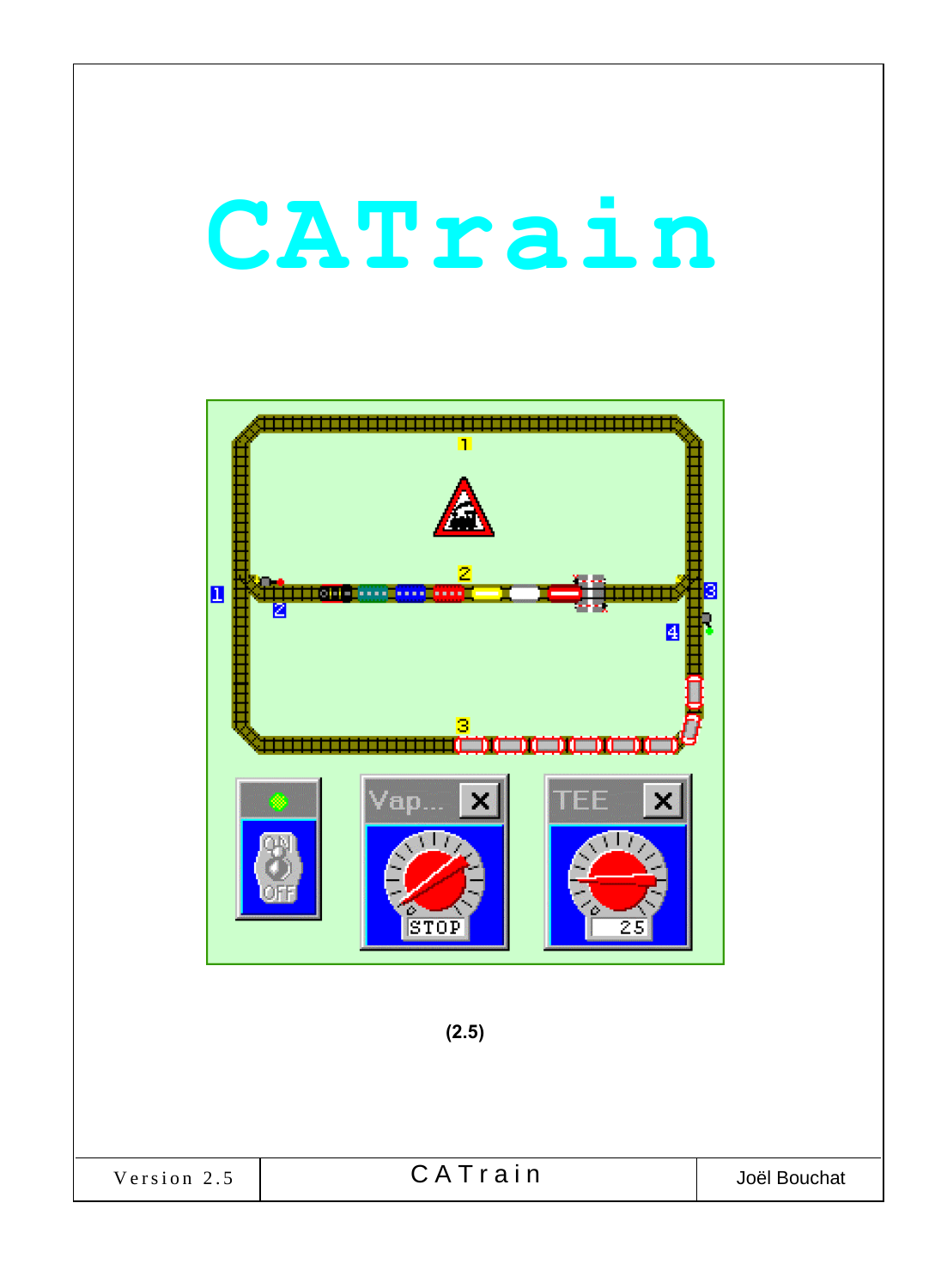# CATrain

(2.5)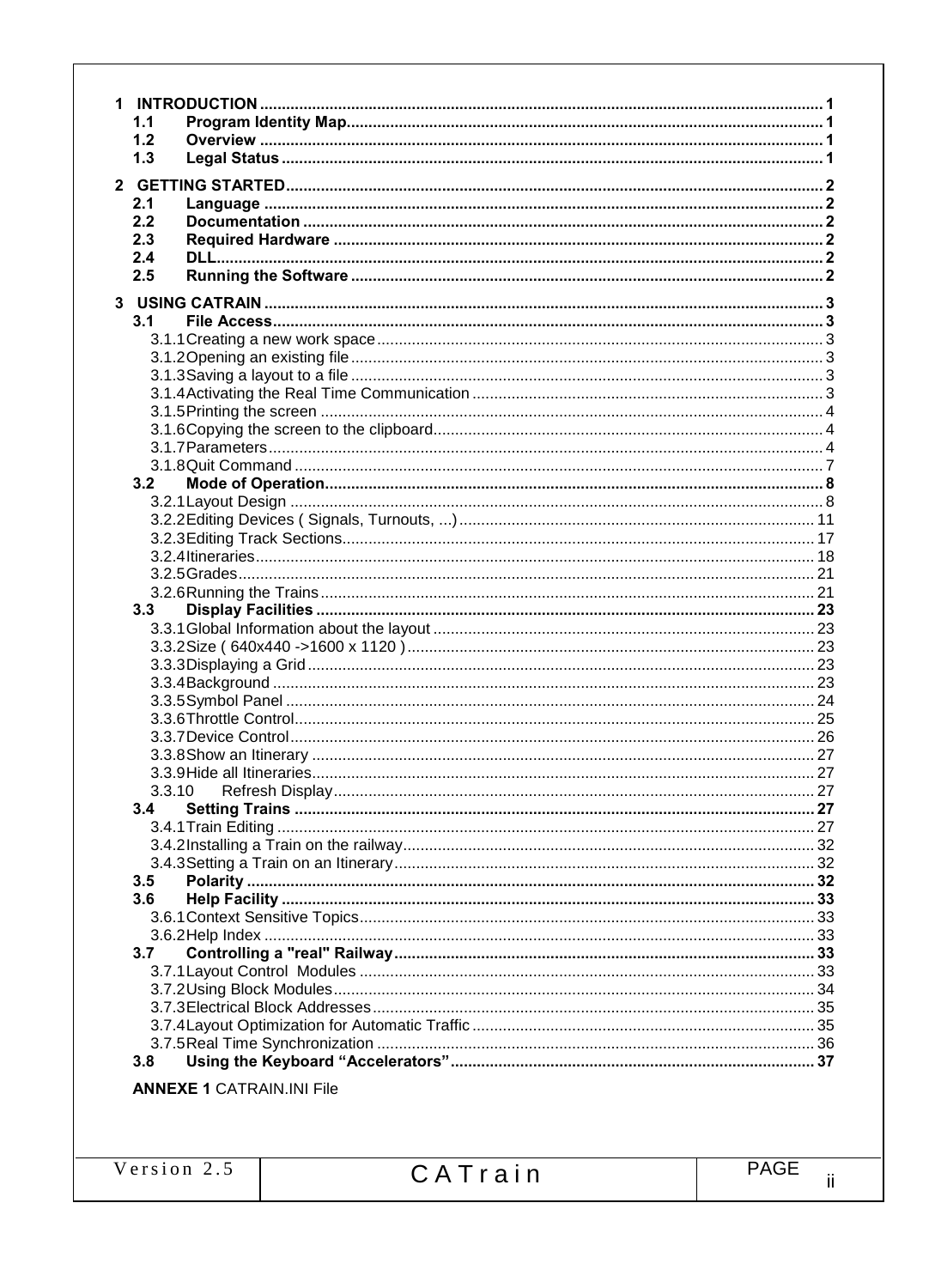**1 INTRODUCTION** ............................................................ 1
- **1.1 Program Identity Map** ............................................................ 1
- **1.2 Overview** ............................................................ 1
- **1.3 Legal Status** ............................................................ 1

**2 GETTING STARTED** ............................................................ 2
- **2.1 Language** ............................................................ 2
- **2.2 Documentation** ............................................................ 2
- **2.3 Required Hardware** ............................................................ 2
- **2.4 DLL** ............................................................ 2
- **2.5 Running the Software** ............................................................ 2

**3 USING CATRAIN** ............................................................ 3
- **3.1 File Access** ............................................................ 3
  - 3.1.1 Creating a new work space ............................................................ 3
  - 3.1.2 Opening an existing file ............................................................ 3
  - 3.1.3 Saving a layout to a file ............................................................ 3
  - 3.1.4 Activating the Real Time Communication ............................................................ 3
  - 3.1.5 Printing the screen ............................................................ 4
  - 3.1.6 Copying the screen to the clipboard ............................................................ 4
  - 3.1.7 Parameters ............................................................ 4
  - 3.1.8 Quit Command ............................................................ 7
- **3.2 Mode of Operation** ............................................................ 8
  - 3.2.1 Layout Design ............................................................ 8
  - 3.2.2 Editing Devices ( Signals, Turnouts, ...) ............................................................ 11
  - 3.2.3 Editing Track Sections ............................................................ 17
  - 3.2.4 Itineraries ............................................................ 18
  - 3.2.5 Grades ............................................................ 21
  - 3.2.6 Running the Trains ............................................................ 21
- **3.3 Display Facilities** ............................................................ 23
  - 3.3.1 Global Information about the layout ............................................................ 23
  - 3.3.2 Size ( 640x440 ->1600 x 1120 ) ............................................................ 23
  - 3.3.3 Displaying a Grid ............................................................ 23
  - 3.3.4 Background ............................................................ 23
  - 3.3.5 Symbol Panel ............................................................ 24
  - 3.3.6 Throttle Control ............................................................ 25
  - 3.3.7 Device Control ............................................................ 26
  - 3.3.8 Show an Itinerary ............................................................ 27
  - 3.3.9 Hide all Itineraries ............................................................ 27
  - 3.3.10 Refresh Display ............................................................ 27
- **3.4 Setting Trains** ............................................................ 27
  - 3.4.1 Train Editing ............................................................ 27
  - 3.4.2 Installing a Train on the railway ............................................................ 32
  - 3.4.3 Setting a Train on an Itinerary ............................................................ 32
- **3.5 Polarity** ............................................................ 32
- **3.6 Help Facility** ............................................................ 33
  - 3.6.1 Context Sensitive Topics ............................................................ 33
  - 3.6.2 Help Index ............................................................ 33
- **3.7 Controlling a "real" Railway** ............................................................ 33
  - 3.7.1 Layout Control Modules ............................................................ 33
  - 3.7.2 Using Block Modules ............................................................ 34
  - 3.7.3 Electrical Block Addresses ............................................................ 35
  - 3.7.4 Layout Optimization for Automatic Traffic ............................................................ 35
  - 3.7.5 Real Time Synchronization ............................................................ 36
- **3.8 Using the Keyboard "Accelerators"** ............................................................ 37

**ANNEXE 1** CATRAIN.INI File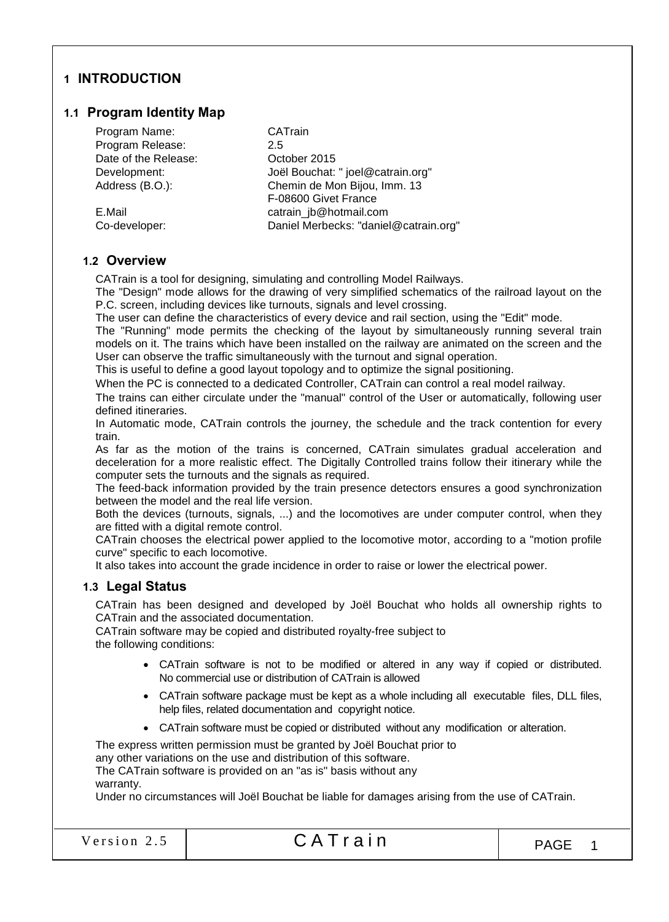# 1 INTRODUCTION

## 1.1 Program Identity Map

| | |
|---|---|
| Program Name: | CATrain |
| Program Release: | 2.5 |
| Date of the Release: | October 2015 |
| Development: | Joël Bouchat: " joel@catrain.org" |
| Address (B.O.): | Chemin de Mon Bijou, Imm. 13<br>F-08600 Givet France |
| E.Mail | catrain_jb@hotmail.com |
| Co-developer: | Daniel Merbecks: "daniel@catrain.org" |

## 1.2 Overview

CATrain is a tool for designing, simulating and controlling Model Railways.

The "Design" mode allows for the drawing of very simplified schematics of the railroad layout on the P.C. screen, including devices like turnouts, signals and level crossing.

The user can define the characteristics of every device and rail section, using the "Edit" mode.

The "Running" mode permits the checking of the layout by simultaneously running several train models on it. The trains which have been installed on the railway are animated on the screen and the User can observe the traffic simultaneously with the turnout and signal operation.

This is useful to define a good layout topology and to optimize the signal positioning.

When the PC is connected to a dedicated Controller, CATrain can control a real model railway.

The trains can either circulate under the "manual" control of the User or automatically, following user defined itineraries.

In Automatic mode, CATrain controls the journey, the schedule and the track contention for every train.

As far as the motion of the trains is concerned, CATrain simulates gradual acceleration and deceleration for a more realistic effect. The Digitally Controlled trains follow their itinerary while the computer sets the turnouts and the signals as required.

The feed-back information provided by the train presence detectors ensures a good synchronization between the model and the real life version.

Both the devices (turnouts, signals, ...) and the locomotives are under computer control, when they are fitted with a digital remote control.

CATrain chooses the electrical power applied to the locomotive motor, according to a "motion profile curve" specific to each locomotive.

It also takes into account the grade incidence in order to raise or lower the electrical power.

## 1.3 Legal Status

CATrain has been designed and developed by Joël Bouchat who holds all ownership rights to CATrain and the associated documentation.

CATrain software may be copied and distributed royalty-free subject to the following conditions:

- CATrain software is not to be modified or altered in any way if copied or distributed. No commercial use or distribution of CATrain is allowed
- CATrain software package must be kept as a whole including all executable files, DLL files, help files, related documentation and copyright notice.
- CATrain software must be copied or distributed without any modification or alteration.

The express written permission must be granted by Joël Bouchat prior to any other variations on the use and distribution of this software.

The CATrain software is provided on an "as is" basis without any warranty.

Under no circumstances will Joël Bouchat be liable for damages arising from the use of CATrain.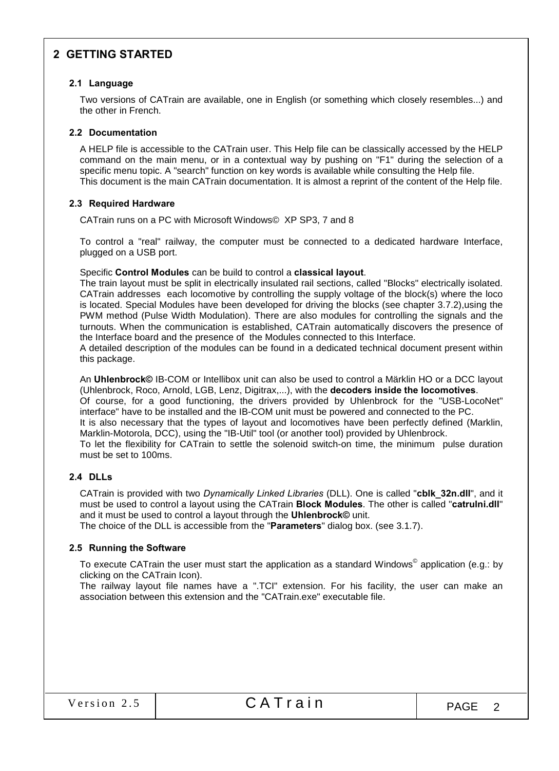# 2 GETTING STARTED

## 2.1 Language

Two versions of CATrain are available, one in English (or something which closely resembles...) and the other in French.

## 2.2 Documentation

A HELP file is accessible to the CATrain user. This Help file can be classically accessed by the HELP command on the main menu, or in a contextual way by pushing on "F1" during the selection of a specific menu topic. A "search" function on key words is available while consulting the Help file.
This document is the main CATrain documentation. It is almost a reprint of the content of the Help file.

## 2.3 Required Hardware

CATrain runs on a PC with Microsoft Windows© XP SP3, 7 and 8

To control a "real" railway, the computer must be connected to a dedicated hardware Interface, plugged on a USB port.

Specific **Control Modules** can be build to control a **classical layout**.
The train layout must be split in electrically insulated rail sections, called "Blocks" electrically isolated. CATrain addresses each locomotive by controlling the supply voltage of the block(s) where the loco is located. Special Modules have been developed for driving the blocks (see chapter 3.7.2),using the PWM method (Pulse Width Modulation). There are also modules for controlling the signals and the turnouts. When the communication is established, CATrain automatically discovers the presence of the Interface board and the presence of the Modules connected to this Interface.
A detailed description of the modules can be found in a dedicated technical document present within this package.

An **Uhlenbrock©** IB-COM or Intellibox unit can also be used to control a Märklin HO or a DCC layout (Uhlenbrock, Roco, Arnold, LGB, Lenz, Digitrax,...), with the **decoders inside the locomotives**.
Of course, for a good functioning, the drivers provided by Uhlenbrock for the "USB-LocoNet" interface" have to be installed and the IB-COM unit must be powered and connected to the PC.
It is also necessary that the types of layout and locomotives have been perfectly defined (Marklin, Marklin-Motorola, DCC), using the "IB-Util" tool (or another tool) provided by Uhlenbrock.
To let the flexibility for CATrain to settle the solenoid switch-on time, the minimum pulse duration must be set to 100ms.

## 2.4 DLLs

CATrain is provided with two *Dynamically Linked Libraries* (DLL). One is called "**cblk_32n.dll**", and it must be used to control a layout using the CATrain **Block Modules**. The other is called "**catrulni.dll**" and it must be used to control a layout through the **Uhlenbrock©** unit.
The choice of the DLL is accessible from the "**Parameters**" dialog box. (see 3.1.7).

## 2.5 Running the Software

To execute CATrain the user must start the application as a standard Windows© application (e.g.: by clicking on the CATrain Icon).
The railway layout file names have a ".TCI" extension. For his facility, the user can make an association between this extension and the "CATrain.exe" executable file.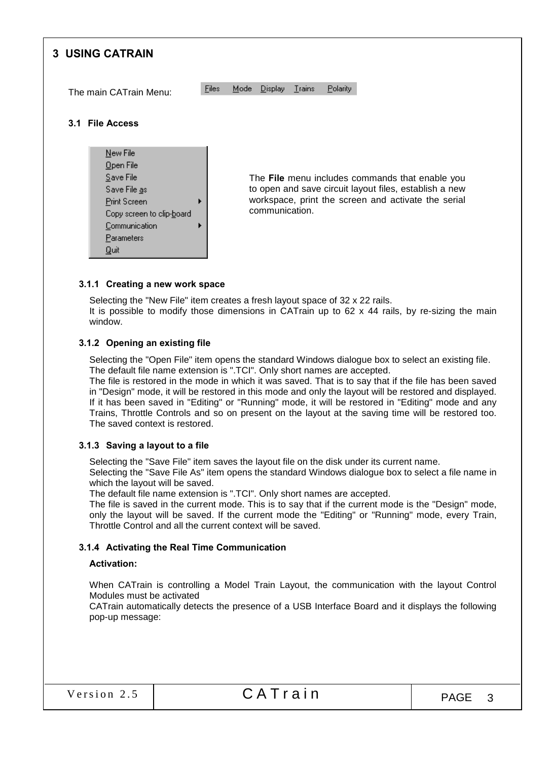# 3 USING CATRAIN

The main CATrain Menu: Files Mode Display Trains Polarity

## 3.1 File Access

New File
Open File
Save File
Save File as
Print Screen
Copy screen to clip-board
Communication
Parameters
Quit

The **File** menu includes commands that enable you to open and save circuit layout files, establish a new workspace, print the screen and activate the serial communication.

### 3.1.1 Creating a new work space

Selecting the "New File" item creates a fresh layout space of 32 x 22 rails.
It is possible to modify those dimensions in CATrain up to 62 x 44 rails, by re-sizing the main window.

### 3.1.2 Opening an existing file

Selecting the "Open File" item opens the standard Windows dialogue box to select an existing file.
The default file name extension is ".TCI". Only short names are accepted.
The file is restored in the mode in which it was saved. That is to say that if the file has been saved in "Design" mode, it will be restored in this mode and only the layout will be restored and displayed. If it has been saved in "Editing" or "Running" mode, it will be restored in "Editing" mode and any Trains, Throttle Controls and so on present on the layout at the saving time will be restored too. The saved context is restored.

### 3.1.3 Saving a layout to a file

Selecting the "Save File" item saves the layout file on the disk under its current name.
Selecting the "Save File As" item opens the standard Windows dialogue box to select a file name in which the layout will be saved.
The default file name extension is ".TCI". Only short names are accepted.
The file is saved in the current mode. This is to say that if the current mode is the "Design" mode, only the layout will be saved. If the current mode the "Editing" or "Running" mode, every Train, Throttle Control and all the current context will be saved.

### 3.1.4 Activating the Real Time Communication

**Activation:**

When CATrain is controlling a Model Train Layout, the communication with the layout Control Modules must be activated
CATrain automatically detects the presence of a USB Interface Board and it displays the following pop-up message: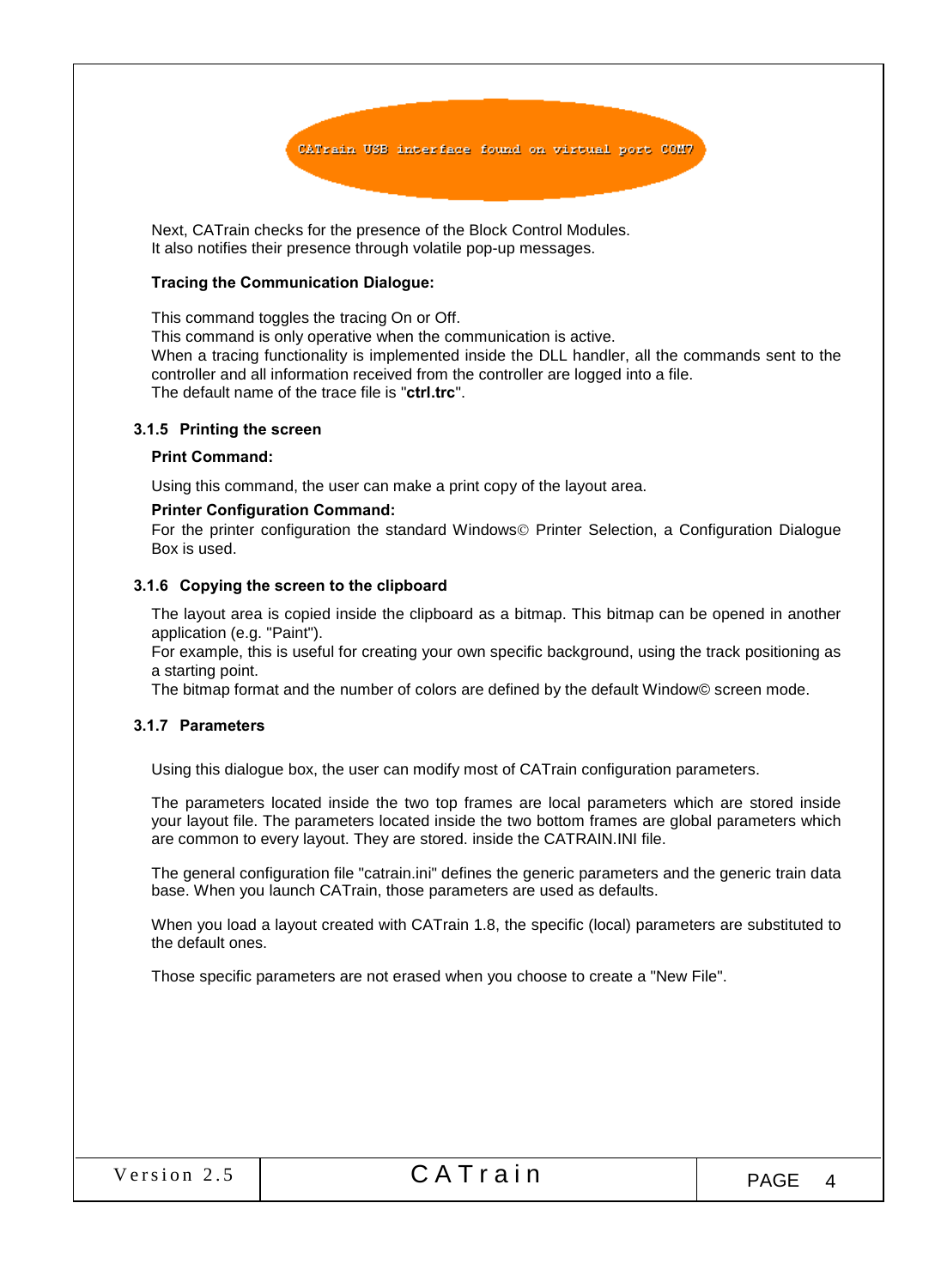CATrain USB interface found on virtual port COM7

Next, CATrain checks for the presence of the Block Control Modules.
It also notifies their presence through volatile pop-up messages.

**Tracing the Communication Dialogue:**

This command toggles the tracing On or Off.
This command is only operative when the communication is active.
When a tracing functionality is implemented inside the DLL handler, all the commands sent to the controller and all information received from the controller are logged into a file.
The default name of the trace file is "**ctrl.trc**".

### 3.1.5 Printing the screen

**Print Command:**

Using this command, the user can make a print copy of the layout area.

**Printer Configuration Command:**
For the printer configuration the standard Windows© Printer Selection, a Configuration Dialogue Box is used.

### 3.1.6 Copying the screen to the clipboard

The layout area is copied inside the clipboard as a bitmap. This bitmap can be opened in another application (e.g. "Paint").
For example, this is useful for creating your own specific background, using the track positioning as a starting point.
The bitmap format and the number of colors are defined by the default Window© screen mode.

### 3.1.7 Parameters

Using this dialogue box, the user can modify most of CATrain configuration parameters.

The parameters located inside the two top frames are local parameters which are stored inside your layout file. The parameters located inside the two bottom frames are global parameters which are common to every layout. They are stored. inside the CATRAIN.INI file.

The general configuration file "catrain.ini" defines the generic parameters and the generic train data base. When you launch CATrain, those parameters are used as defaults.

When you load a layout created with CATrain 1.8, the specific (local) parameters are substituted to the default ones.

Those specific parameters are not erased when you choose to create a "New File".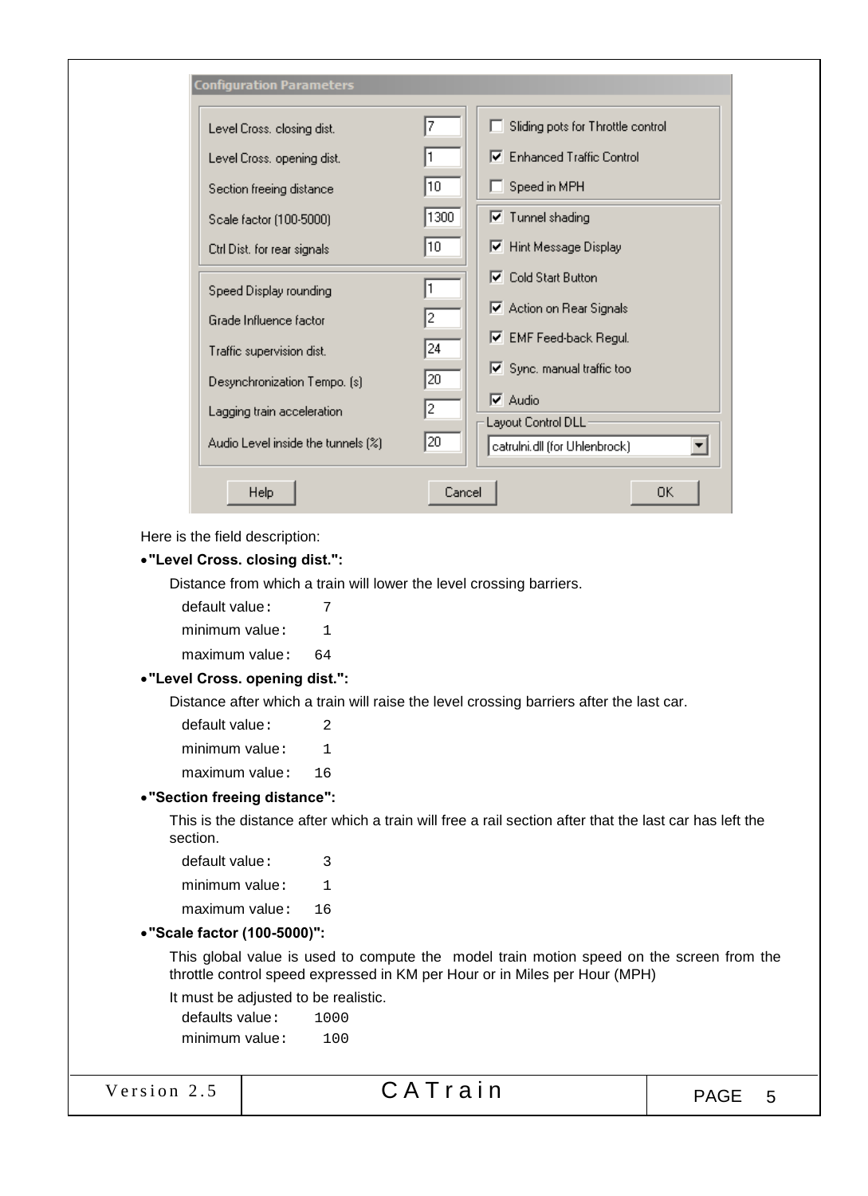Here is the field description:

- **"Level Cross. closing dist.":**

  Distance from which a train will lower the level crossing barriers.

  default value: 7
  minimum value: 1
  maximum value: 64

- **"Level Cross. opening dist.":**

  Distance after which a train will raise the level crossing barriers after the last car.

  default value: 2
  minimum value: 1
  maximum value: 16

- **"Section freeing distance":**

  This is the distance after which a train will free a rail section after that the last car has left the section.

  default value: 3
  minimum value: 1
  maximum value: 16

- **"Scale factor (100-5000)":**

  This global value is used to compute the model train motion speed on the screen from the throttle control speed expressed in KM per Hour or in Miles per Hour (MPH)

  It must be adjusted to be realistic.

  defaults value: 1000
  minimum value: 100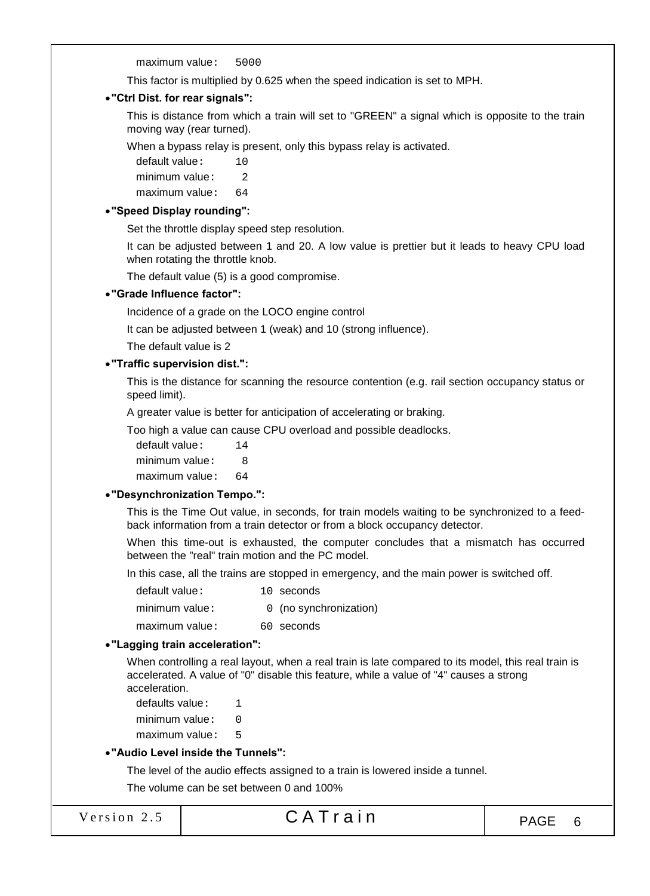maximum value: 5000

This factor is multiplied by 0.625 when the speed indication is set to MPH.

- **"Ctrl Dist. for rear signals":**

  This is distance from which a train will set to "GREEN" a signal which is opposite to the train moving way (rear turned).

  When a bypass relay is present, only this bypass relay is activated.

  default value: 10
  minimum value: 2
  maximum value: 64

- **"Speed Display rounding":**

  Set the throttle display speed step resolution.

  It can be adjusted between 1 and 20. A low value is prettier but it leads to heavy CPU load when rotating the throttle knob.

  The default value (5) is a good compromise.

- **"Grade Influence factor":**

  Incidence of a grade on the LOCO engine control

  It can be adjusted between 1 (weak) and 10 (strong influence).

  The default value is 2

- **"Traffic supervision dist.":**

  This is the distance for scanning the resource contention (e.g. rail section occupancy status or speed limit).

  A greater value is better for anticipation of accelerating or braking.

  Too high a value can cause CPU overload and possible deadlocks.

  default value: 14
  minimum value: 8
  maximum value: 64

- **"Desynchronization Tempo.":**

  This is the Time Out value, in seconds, for train models waiting to be synchronized to a feed-back information from a train detector or from a block occupancy detector.

  When this time-out is exhausted, the computer concludes that a mismatch has occurred between the "real" train motion and the PC model.

  In this case, all the trains are stopped in emergency, and the main power is switched off.

  default value: 10 seconds
  minimum value: 0 (no synchronization)
  maximum value: 60 seconds

- **"Lagging train acceleration":**

  When controlling a real layout, when a real train is late compared to its model, this real train is accelerated. A value of "0" disable this feature, while a value of "4" causes a strong acceleration.

  defaults value: 1
  minimum value: 0
  maximum value: 5

- **"Audio Level inside the Tunnels":**

  The level of the audio effects assigned to a train is lowered inside a tunnel.

  The volume can be set between 0 and 100%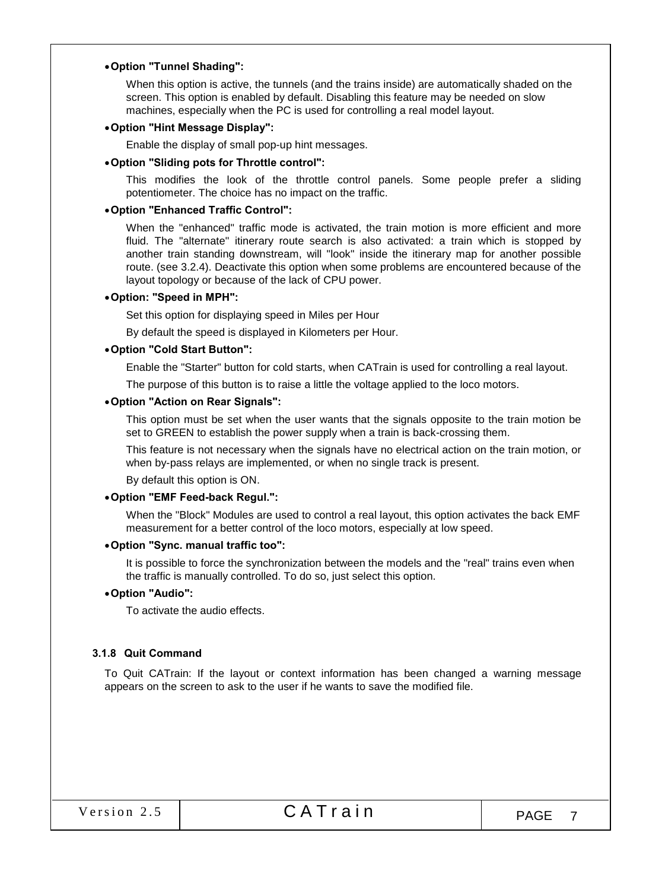- **Option "Tunnel Shading":**

  When this option is active, the tunnels (and the trains inside) are automatically shaded on the screen. This option is enabled by default. Disabling this feature may be needed on slow machines, especially when the PC is used for controlling a real model layout.

- **Option "Hint Message Display":**

  Enable the display of small pop-up hint messages.

- **Option "Sliding pots for Throttle control":**

  This modifies the look of the throttle control panels. Some people prefer a sliding potentiometer. The choice has no impact on the traffic.

- **Option "Enhanced Traffic Control":**

  When the "enhanced" traffic mode is activated, the train motion is more efficient and more fluid. The "alternate" itinerary route search is also activated: a train which is stopped by another train standing downstream, will "look" inside the itinerary map for another possible route. (see 3.2.4). Deactivate this option when some problems are encountered because of the layout topology or because of the lack of CPU power.

- **Option: "Speed in MPH":**

  Set this option for displaying speed in Miles per Hour

  By default the speed is displayed in Kilometers per Hour.

- **Option "Cold Start Button":**

  Enable the "Starter" button for cold starts, when CATrain is used for controlling a real layout.

  The purpose of this button is to raise a little the voltage applied to the loco motors.

- **Option "Action on Rear Signals":**

  This option must be set when the user wants that the signals opposite to the train motion be set to GREEN to establish the power supply when a train is back-crossing them.

  This feature is not necessary when the signals have no electrical action on the train motion, or when by-pass relays are implemented, or when no single track is present.

  By default this option is ON.

- **Option "EMF Feed-back Regul.":**

  When the "Block" Modules are used to control a real layout, this option activates the back EMF measurement for a better control of the loco motors, especially at low speed.

- **Option "Sync. manual traffic too":**

  It is possible to force the synchronization between the models and the "real" trains even when the traffic is manually controlled. To do so, just select this option.

- **Option "Audio":**

  To activate the audio effects.

### 3.1.8 Quit Command

To Quit CATrain: If the layout or context information has been changed a warning message appears on the screen to ask to the user if he wants to save the modified file.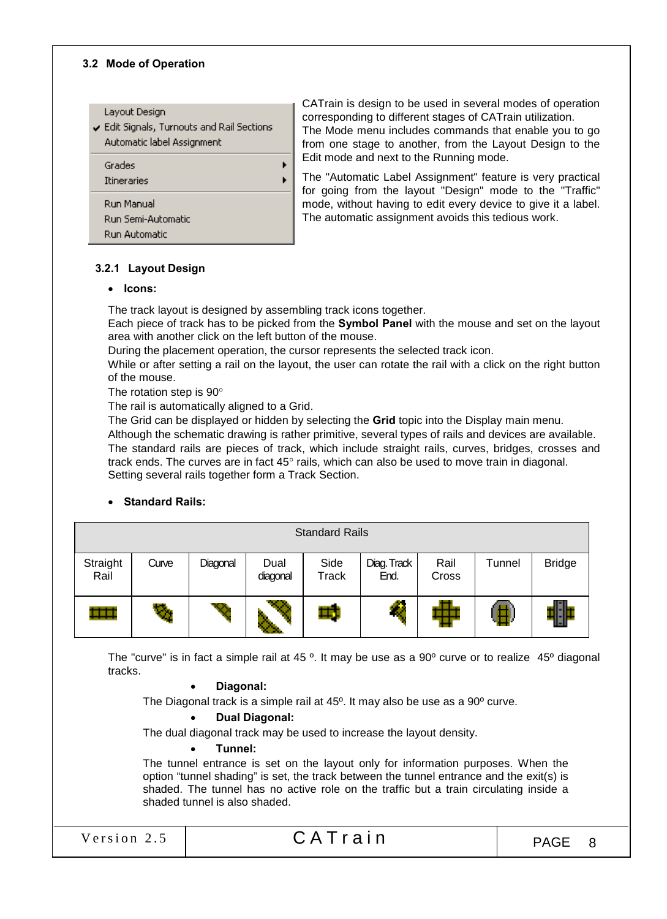### 3.2 Mode of Operation

Layout Design
✔ Edit Signals, Turnouts and Rail Sections
Automatic label Assignment
Grades ▸
Itineraries ▸
Run Manual
Run Semi-Automatic
Run Automatic

CATrain is design to be used in several modes of operation corresponding to different stages of CATrain utilization.
The Mode menu includes commands that enable you to go from one stage to another, from the Layout Design to the Edit mode and next to the Running mode.

The "Automatic Label Assignment" feature is very practical for going from the layout "Design" mode to the "Traffic" mode, without having to edit every device to give it a label. The automatic assignment avoids this tedious work.

#### 3.2.1 Layout Design

- **Icons:**

The track layout is designed by assembling track icons together.
Each piece of track has to be picked from the **Symbol Panel** with the mouse and set on the layout area with another click on the left button of the mouse.
During the placement operation, the cursor represents the selected track icon.
While or after setting a rail on the layout, the user can rotate the rail with a click on the right button of the mouse.
The rotation step is 90°
The rail is automatically aligned to a Grid.
The Grid can be displayed or hidden by selecting the **Grid** topic into the Display main menu.
Although the schematic drawing is rather primitive, several types of rails and devices are available.
The standard rails are pieces of track, which include straight rails, curves, bridges, crosses and track ends. The curves are in fact 45° rails, which can also be used to move train in diagonal.
Setting several rails together form a Track Section.

- **Standard Rails:**

| Standard Rails | | | | | | | | |
|---|---|---|---|---|---|---|---|---|
| Straight Rail | Curve | Diagonal | Dual diagonal | Side Track | Diag. Track End. | Rail Cross | Tunnel | Bridge |
| | | | | | | | | |

The "curve" is in fact a simple rail at 45 º. It may be use as a 90º curve or to realize 45º diagonal tracks.

- **Diagonal:**

The Diagonal track is a simple rail at 45º. It may also be use as a 90º curve.

- **Dual Diagonal:**

The dual diagonal track may be used to increase the layout density.

- **Tunnel:**

The tunnel entrance is set on the layout only for information purposes. When the option "tunnel shading" is set, the track between the tunnel entrance and the exit(s) is shaded. The tunnel has no active role on the traffic but a train circulating inside a shaded tunnel is also shaded.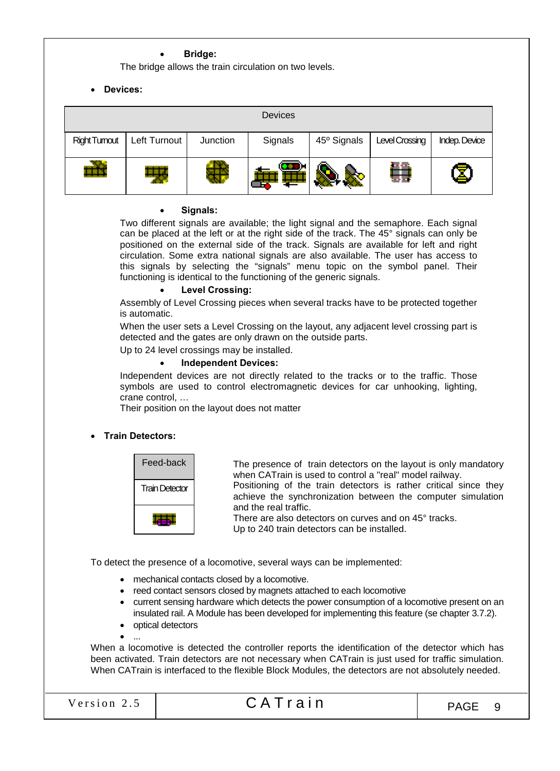- **Bridge:**

The bridge allows the train circulation on two levels.

- **Devices:**

| Devices | | | | | | |
|---|---|---|---|---|---|---|
| Right Turnout | Left Turnout | Junction | Signals | 45º Signals | Level Crossing | Indep. Device |
| | | | | | | |

- **Signals:**

Two different signals are available; the light signal and the semaphore. Each signal can be placed at the left or at the right side of the track. The 45° signals can only be positioned on the external side of the track. Signals are available for left and right circulation. Some extra national signals are also available. The user has access to this signals by selecting the "signals" menu topic on the symbol panel. Their functioning is identical to the functioning of the generic signals.

- **Level Crossing:**

Assembly of Level Crossing pieces when several tracks have to be protected together is automatic.

When the user sets a Level Crossing on the layout, any adjacent level crossing part is detected and the gates are only drawn on the outside parts.

Up to 24 level crossings may be installed.

- **Independent Devices:**

Independent devices are not directly related to the tracks or to the traffic. Those symbols are used to control electromagnetic devices for car unhooking, lighting, crane control, …

Their position on the layout does not matter

- **Train Detectors:**

| Feed-back |
|---|
| Train Detector |
| |

The presence of train detectors on the layout is only mandatory when CATrain is used to control a "real" model railway.
Positioning of the train detectors is rather critical since they achieve the synchronization between the computer simulation and the real traffic.
There are also detectors on curves and on 45° tracks.
Up to 240 train detectors can be installed.

To detect the presence of a locomotive, several ways can be implemented:

- mechanical contacts closed by a locomotive.
- reed contact sensors closed by magnets attached to each locomotive
- current sensing hardware which detects the power consumption of a locomotive present on an insulated rail. A Module has been developed for implementing this feature (se chapter 3.7.2).
- optical detectors
- ...

When a locomotive is detected the controller reports the identification of the detector which has been activated. Train detectors are not necessary when CATrain is just used for traffic simulation. When CATrain is interfaced to the flexible Block Modules, the detectors are not absolutely needed.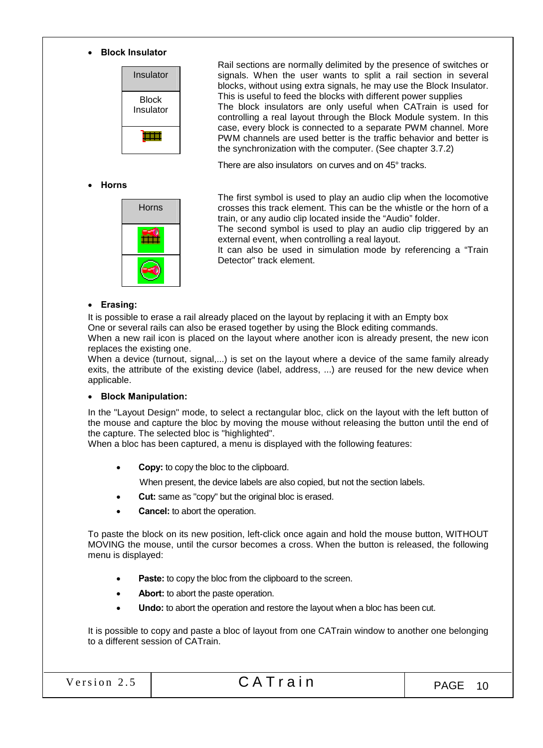- **Block Insulator**

| Insulator |
| --- |
| Block Insulator |
| |

Rail sections are normally delimited by the presence of switches or signals. When the user wants to split a rail section in several blocks, without using extra signals, he may use the Block Insulator. This is useful to feed the blocks with different power supplies

The block insulators are only useful when CATrain is used for controlling a real layout through the Block Module system. In this case, every block is connected to a separate PWM channel. More PWM channels are used better is the traffic behavior and better is the synchronization with the computer. (See chapter 3.7.2)

There are also insulators on curves and on 45° tracks.

- **Horns**

| Horns |
| --- |
| |
| |

The first symbol is used to play an audio clip when the locomotive crosses this track element. This can be the whistle or the horn of a train, or any audio clip located inside the "Audio" folder.

The second symbol is used to play an audio clip triggered by an external event, when controlling a real layout.

It can also be used in simulation mode by referencing a "Train Detector" track element.

- **Erasing:**

It is possible to erase a rail already placed on the layout by replacing it with an Empty box

One or several rails can also be erased together by using the Block editing commands.

When a new rail icon is placed on the layout where another icon is already present, the new icon replaces the existing one.

When a device (turnout, signal,...) is set on the layout where a device of the same family already exits, the attribute of the existing device (label, address, ...) are reused for the new device when applicable.

- **Block Manipulation:**

In the "Layout Design" mode, to select a rectangular bloc, click on the layout with the left button of the mouse and capture the bloc by moving the mouse without releasing the button until the end of the capture. The selected bloc is "highlighted".

When a bloc has been captured, a menu is displayed with the following features:

- **Copy:** to copy the bloc to the clipboard.

  When present, the device labels are also copied, but not the section labels.
- **Cut:** same as "copy" but the original bloc is erased.
- **Cancel:** to abort the operation.

To paste the block on its new position, left-click once again and hold the mouse button, WITHOUT MOVING the mouse, until the cursor becomes a cross. When the button is released, the following menu is displayed:

- **Paste:** to copy the bloc from the clipboard to the screen.
- **Abort:** to abort the paste operation.
- **Undo:** to abort the operation and restore the layout when a bloc has been cut.

It is possible to copy and paste a bloc of layout from one CATrain window to another one belonging to a different session of CATrain.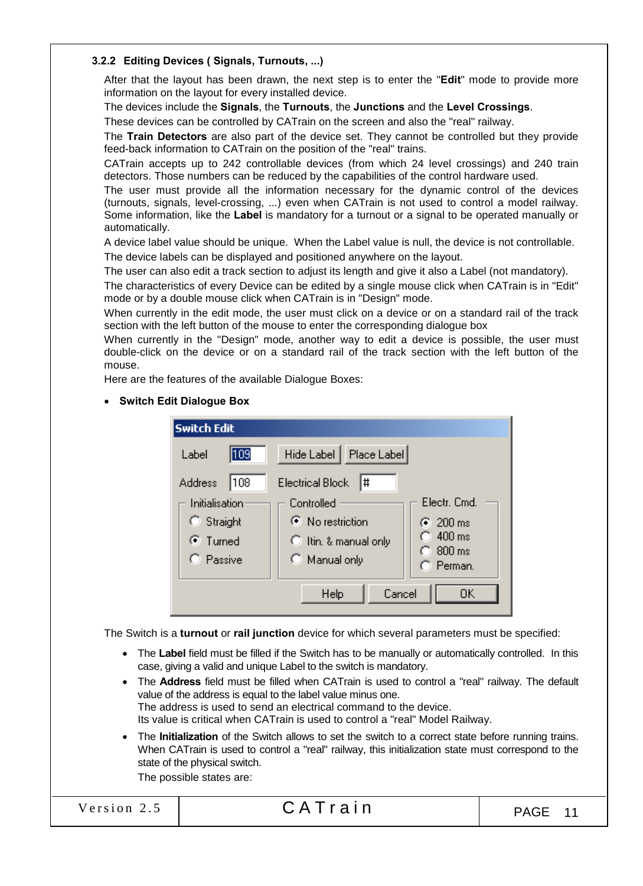### 3.2.2 Editing Devices ( Signals, Turnouts, ...)

After that the layout has been drawn, the next step is to enter the "**Edit**" mode to provide more information on the layout for every installed device.

The devices include the **Signals**, the **Turnouts**, the **Junctions** and the **Level Crossings**.

These devices can be controlled by CATrain on the screen and also the "real" railway.

The **Train Detectors** are also part of the device set. They cannot be controlled but they provide feed-back information to CATrain on the position of the "real" trains.

CATrain accepts up to 242 controllable devices (from which 24 level crossings) and 240 train detectors. Those numbers can be reduced by the capabilities of the control hardware used.

The user must provide all the information necessary for the dynamic control of the devices (turnouts, signals, level-crossing, ...) even when CATrain is not used to control a model railway. Some information, like the **Label** is mandatory for a turnout or a signal to be operated manually or automatically.

A device label value should be unique. When the Label value is null, the device is not controllable.

The device labels can be displayed and positioned anywhere on the layout.

The user can also edit a track section to adjust its length and give it also a Label (not mandatory).

The characteristics of every Device can be edited by a single mouse click when CATrain is in "Edit" mode or by a double mouse click when CATrain is in "Design" mode.

When currently in the edit mode, the user must click on a device or on a standard rail of the track section with the left button of the mouse to enter the corresponding dialogue box

When currently in the "Design" mode, another way to edit a device is possible, the user must double-click on the device or on a standard rail of the track section with the left button of the mouse.

Here are the features of the available Dialogue Boxes:

- **Switch Edit Dialogue Box**

Switch Edit

Label [109] Hide Label Place Label

Address [108] Electrical Block [#]

Initialisation: ( ) Straight (•) Turned ( ) Passive

Controlled: (•) No restriction ( ) Itin. & manual only ( ) Manual only

Electr. Cmd.: (•) 200 ms ( ) 400 ms ( ) 800 ms ( ) Perman.

Help Cancel OK

The Switch is a **turnout** or **rail junction** device for which several parameters must be specified:

- The **Label** field must be filled if the Switch has to be manually or automatically controlled. In this case, giving a valid and unique Label to the switch is mandatory.
- The **Address** field must be filled when CATrain is used to control a "real" railway. The default value of the address is equal to the label value minus one.
  The address is used to send an electrical command to the device.
  Its value is critical when CATrain is used to control a "real" Model Railway.
- The **Initialization** of the Switch allows to set the switch to a correct state before running trains. When CATrain is used to control a "real" railway, this initialization state must correspond to the state of the physical switch.
  The possible states are: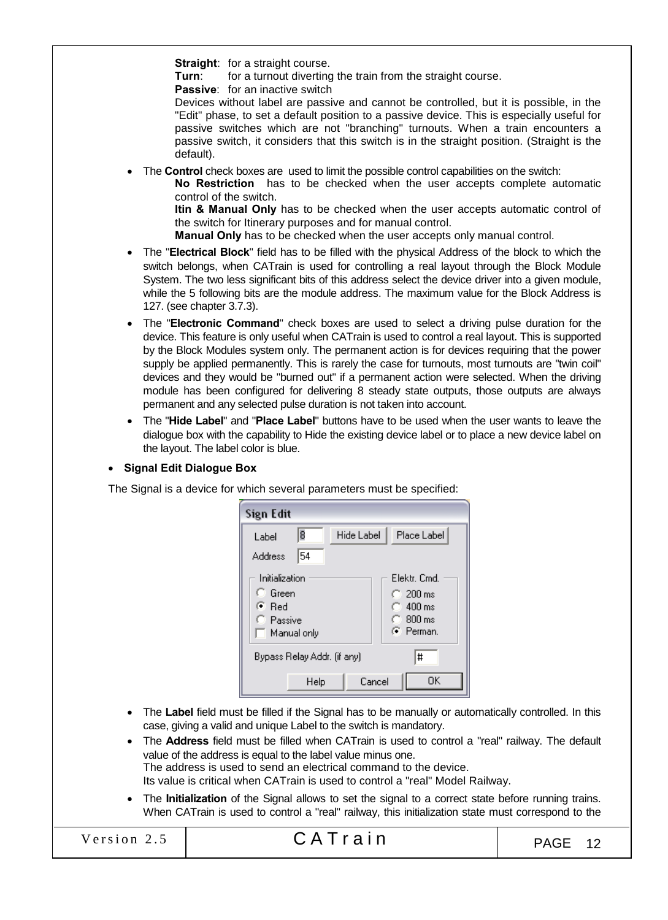**Straight**: for a straight course.
**Turn**: for a turnout diverting the train from the straight course.
**Passive**: for an inactive switch

Devices without label are passive and cannot be controlled, but it is possible, in the "Edit" phase, to set a default position to a passive device. This is especially useful for passive switches which are not "branching" turnouts. When a train encounters a passive switch, it considers that this switch is in the straight position. (Straight is the default).

- The **Control** check boxes are used to limit the possible control capabilities on the switch:
  **No Restriction** has to be checked when the user accepts complete automatic control of the switch.
  **Itin & Manual Only** has to be checked when the user accepts automatic control of the switch for Itinerary purposes and for manual control.
  **Manual Only** has to be checked when the user accepts only manual control.
- The "**Electrical Block**" field has to be filled with the physical Address of the block to which the switch belongs, when CATrain is used for controlling a real layout through the Block Module System. The two less significant bits of this address select the device driver into a given module, while the 5 following bits are the module address. The maximum value for the Block Address is 127. (see chapter 3.7.3).
- The "**Electronic Command**" check boxes are used to select a driving pulse duration for the device. This feature is only useful when CATrain is used to control a real layout. This is supported by the Block Modules system only. The permanent action is for devices requiring that the power supply be applied permanently. This is rarely the case for turnouts, most turnouts are "twin coil" devices and they would be "burned out" if a permanent action were selected. When the driving module has been configured for delivering 8 steady state outputs, those outputs are always permanent and any selected pulse duration is not taken into account.
- The "**Hide Label**" and "**Place Label**" buttons have to be used when the user wants to leave the dialogue box with the capability to Hide the existing device label or to place a new device label on the layout. The label color is blue.

- **Signal Edit Dialogue Box**

The Signal is a device for which several parameters must be specified:

- The **Label** field must be filled if the Signal has to be manually or automatically controlled. In this case, giving a valid and unique Label to the switch is mandatory.
- The **Address** field must be filled when CATrain is used to control a "real" railway. The default value of the address is equal to the label value minus one.
  The address is used to send an electrical command to the device.
  Its value is critical when CATrain is used to control a "real" Model Railway.
- The **Initialization** of the Signal allows to set the signal to a correct state before running trains. When CATrain is used to control a "real" railway, this initialization state must correspond to the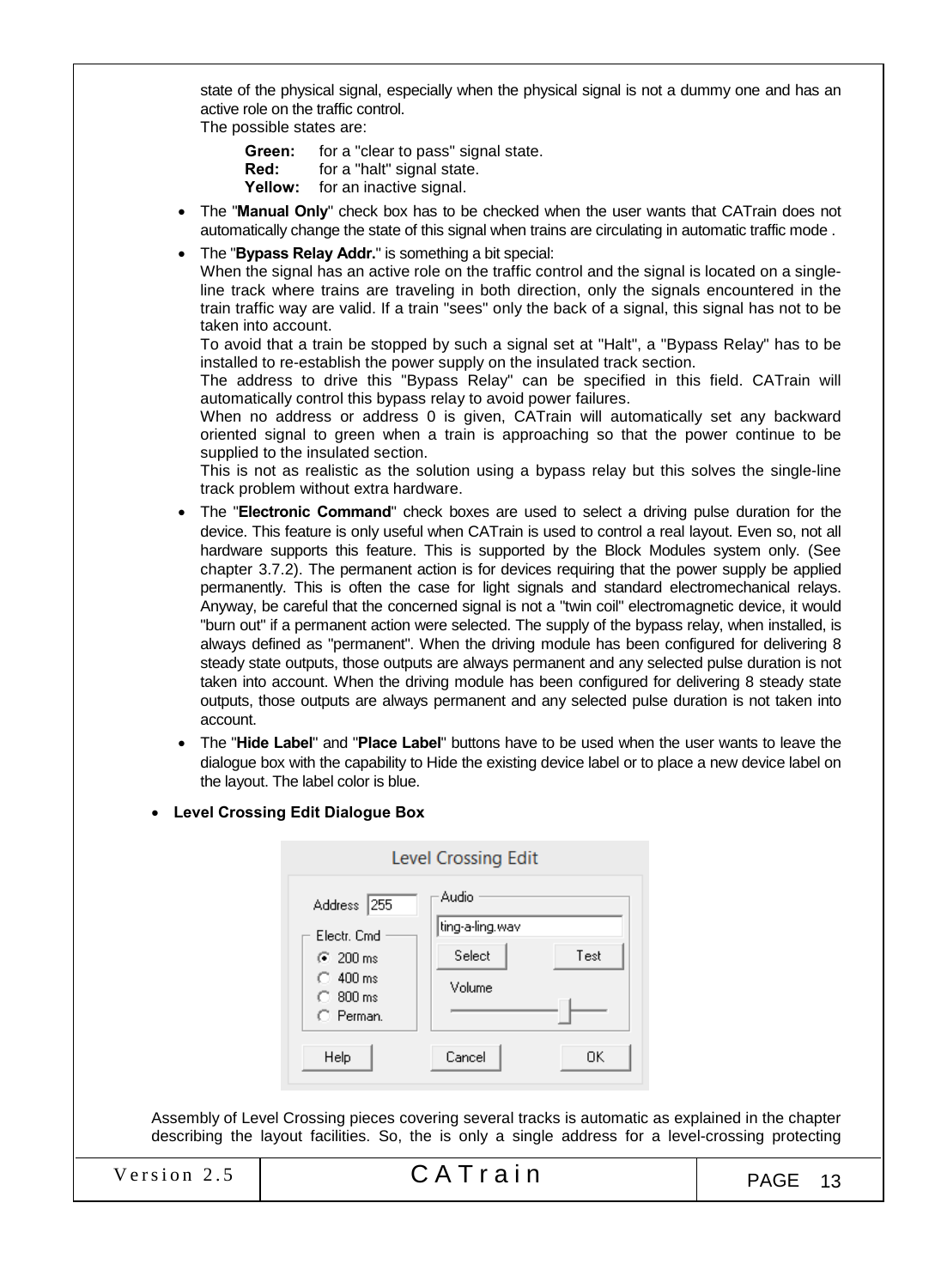state of the physical signal, especially when the physical signal is not a dummy one and has an active role on the traffic control.
The possible states are:

**Green:** for a "clear to pass" signal state.
**Red:** for a "halt" signal state.
**Yellow:** for an inactive signal.

- The "**Manual Only**" check box has to be checked when the user wants that CATrain does not automatically change the state of this signal when trains are circulating in automatic traffic mode .
- The "**Bypass Relay Addr.**" is something a bit special:
  When the signal has an active role on the traffic control and the signal is located on a single-line track where trains are traveling in both direction, only the signals encountered in the train traffic way are valid. If a train "sees" only the back of a signal, this signal has not to be taken into account.
  To avoid that a train be stopped by such a signal set at "Halt", a "Bypass Relay" has to be installed to re-establish the power supply on the insulated track section.
  The address to drive this "Bypass Relay" can be specified in this field. CATrain will automatically control this bypass relay to avoid power failures.
  When no address or address 0 is given, CATrain will automatically set any backward oriented signal to green when a train is approaching so that the power continue to be supplied to the insulated section.
  This is not as realistic as the solution using a bypass relay but this solves the single-line track problem without extra hardware.
- The "**Electronic Command**" check boxes are used to select a driving pulse duration for the device. This feature is only useful when CATrain is used to control a real layout. Even so, not all hardware supports this feature. This is supported by the Block Modules system only. (See chapter 3.7.2). The permanent action is for devices requiring that the power supply be applied permanently. This is often the case for light signals and standard electromechanical relays. Anyway, be careful that the concerned signal is not a "twin coil" electromagnetic device, it would "burn out" if a permanent action were selected. The supply of the bypass relay, when installed, is always defined as "permanent". When the driving module has been configured for delivering 8 steady state outputs, those outputs are always permanent and any selected pulse duration is not taken into account. When the driving module has been configured for delivering 8 steady state outputs, those outputs are always permanent and any selected pulse duration is not taken into account.
- The "**Hide Label**" and "**Place Label**" buttons have to be used when the user wants to leave the dialogue box with the capability to Hide the existing device label or to place a new device label on the layout. The label color is blue.

- **Level Crossing Edit Dialogue Box**

Level Crossing Edit

Address 255 | Electr. Cmd: 200 ms, 400 ms, 800 ms, Perman. | Audio: ting-a-ling.wav, Select, Test, Volume | Help, Cancel, OK

Assembly of Level Crossing pieces covering several tracks is automatic as explained in the chapter describing the layout facilities. So, the is only a single address for a level-crossing protecting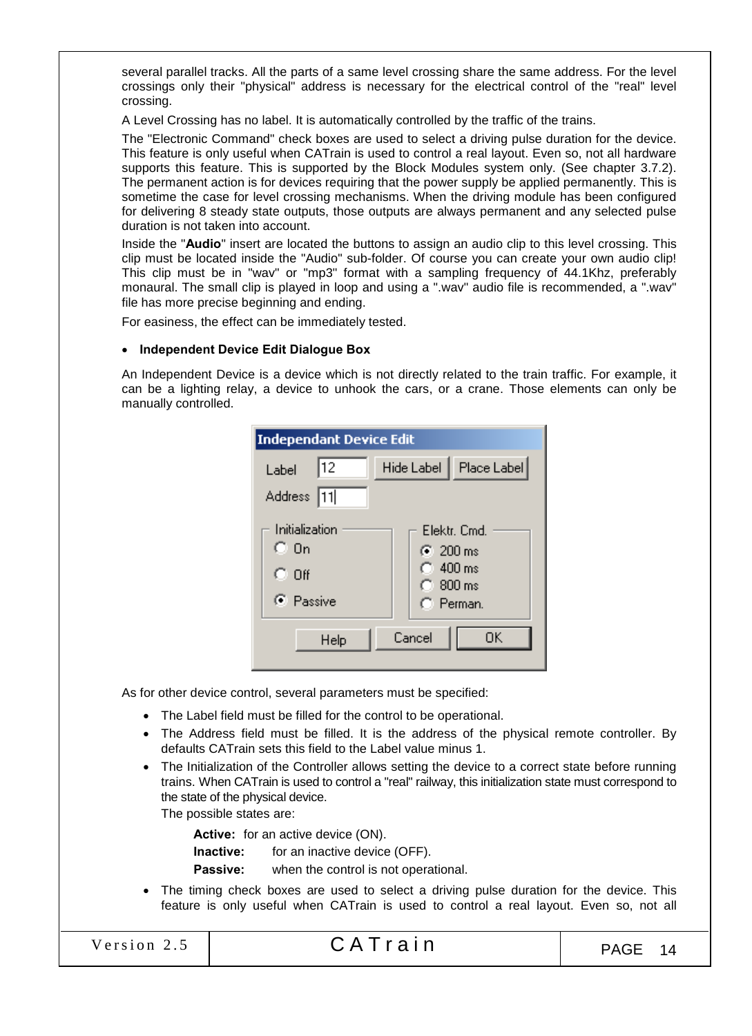several parallel tracks. All the parts of a same level crossing share the same address. For the level crossings only their "physical" address is necessary for the electrical control of the "real" level crossing.

A Level Crossing has no label. It is automatically controlled by the traffic of the trains.

The "Electronic Command" check boxes are used to select a driving pulse duration for the device. This feature is only useful when CATrain is used to control a real layout. Even so, not all hardware supports this feature. This is supported by the Block Modules system only. (See chapter 3.7.2). The permanent action is for devices requiring that the power supply be applied permanently. This is sometime the case for level crossing mechanisms. When the driving module has been configured for delivering 8 steady state outputs, those outputs are always permanent and any selected pulse duration is not taken into account.

Inside the "**Audio**" insert are located the buttons to assign an audio clip to this level crossing. This clip must be located inside the "Audio" sub-folder. Of course you can create your own audio clip! This clip must be in "wav" or "mp3" format with a sampling frequency of 44.1Khz, preferably monaural. The small clip is played in loop and using a ".wav" audio file is recommended, a ".wav" file has more precise beginning and ending.

For easiness, the effect can be immediately tested.

- **Independent Device Edit Dialogue Box**

An Independent Device is a device which is not directly related to the train traffic. For example, it can be a lighting relay, a device to unhook the cars, or a crane. Those elements can only be manually controlled.

**Independant Device Edit**

Label: 12 [Hide Label] [Place Label]
Address: 11

Initialization: ○ On ○ Off ◉ Passive
Elektr. Cmd.: ◉ 200 ms ○ 400 ms ○ 800 ms ○ Perman.

[Help] [Cancel] [OK]

As for other device control, several parameters must be specified:

- The Label field must be filled for the control to be operational.
- The Address field must be filled. It is the address of the physical remote controller. By defaults CATrain sets this field to the Label value minus 1.
- The Initialization of the Controller allows setting the device to a correct state before running trains. When CATrain is used to control a "real" railway, this initialization state must correspond to the state of the physical device.
  The possible states are:

  **Active:** for an active device (ON).
  **Inactive:** for an inactive device (OFF).
  **Passive:** when the control is not operational.
- The timing check boxes are used to select a driving pulse duration for the device. This feature is only useful when CATrain is used to control a real layout. Even so, not all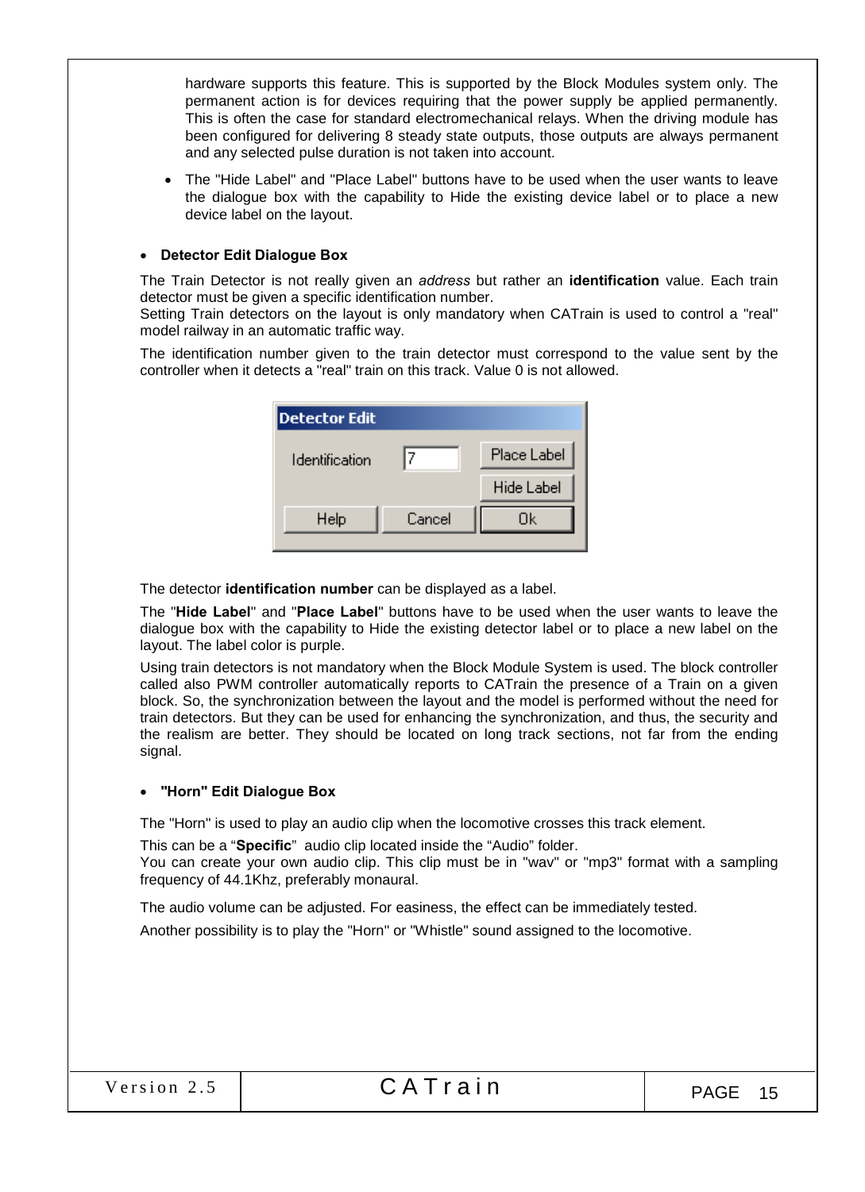hardware supports this feature. This is supported by the Block Modules system only. The permanent action is for devices requiring that the power supply be applied permanently. This is often the case for standard electromechanical relays. When the driving module has been configured for delivering 8 steady state outputs, those outputs are always permanent and any selected pulse duration is not taken into account.

- The "Hide Label" and "Place Label" buttons have to be used when the user wants to leave the dialogue box with the capability to Hide the existing device label or to place a new device label on the layout.

- **Detector Edit Dialogue Box**

The Train Detector is not really given an *address* but rather an **identification** value. Each train detector must be given a specific identification number.
Setting Train detectors on the layout is only mandatory when CATrain is used to control a "real" model railway in an automatic traffic way.

The identification number given to the train detector must correspond to the value sent by the controller when it detects a "real" train on this track. Value 0 is not allowed.

The detector **identification number** can be displayed as a label.

The "**Hide Label**" and "**Place Label**" buttons have to be used when the user wants to leave the dialogue box with the capability to Hide the existing detector label or to place a new label on the layout. The label color is purple.

Using train detectors is not mandatory when the Block Module System is used. The block controller called also PWM controller automatically reports to CATrain the presence of a Train on a given block. So, the synchronization between the layout and the model is performed without the need for train detectors. But they can be used for enhancing the synchronization, and thus, the security and the realism are better. They should be located on long track sections, not far from the ending signal.

- **"Horn" Edit Dialogue Box**

The "Horn" is used to play an audio clip when the locomotive crosses this track element.

This can be a "**Specific**" audio clip located inside the "Audio" folder.
You can create your own audio clip. This clip must be in "wav" or "mp3" format with a sampling frequency of 44.1Khz, preferably monaural.

The audio volume can be adjusted. For easiness, the effect can be immediately tested.

Another possibility is to play the "Horn" or "Whistle" sound assigned to the locomotive.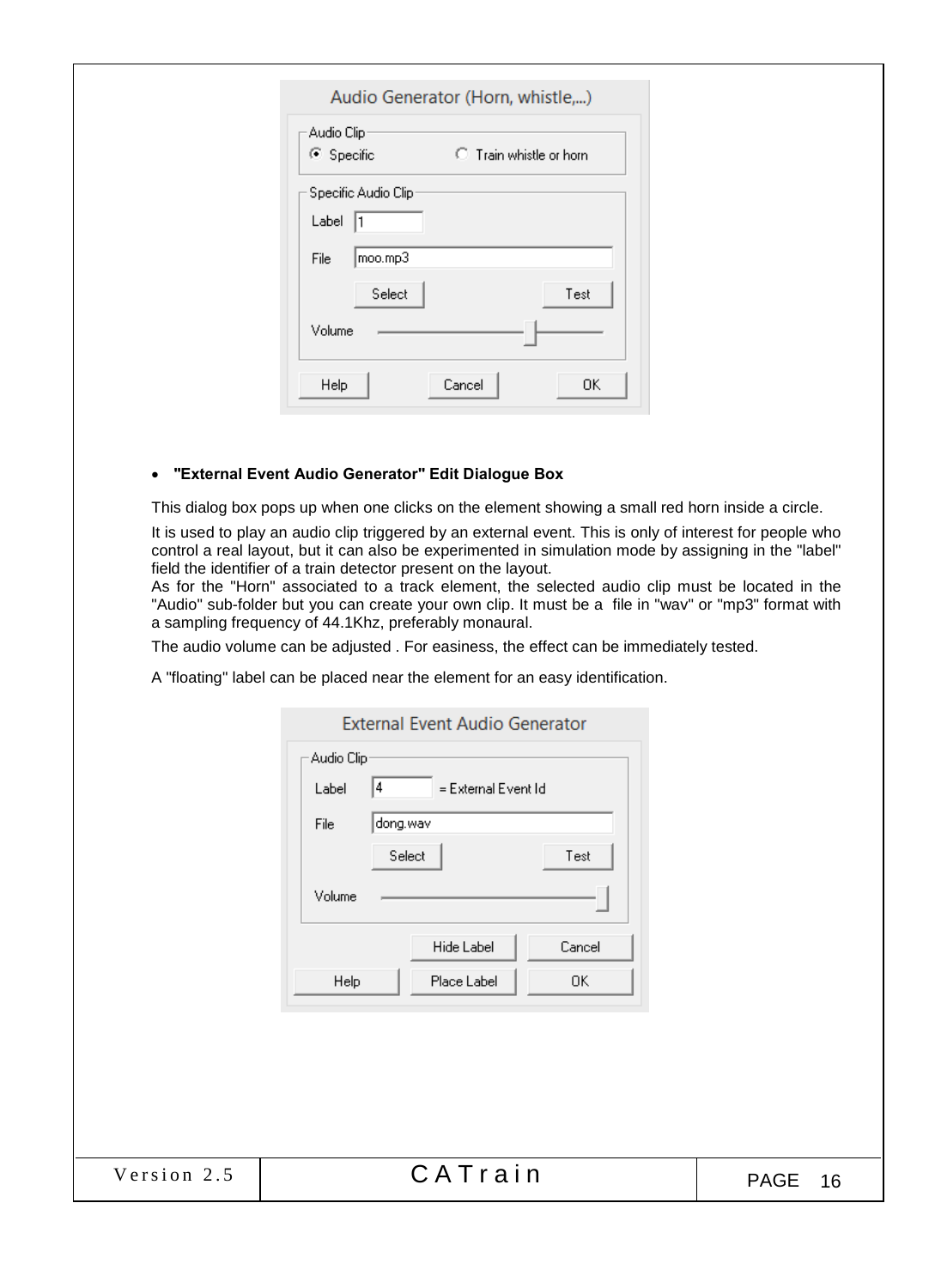Audio Generator (Horn, whistle,...)

Audio Clip

- Specific
- Train whistle or horn

Specific Audio Clip

Label: 1

File: moo.mp3

Select | Test

Volume

Help | Cancel | OK

- **"External Event Audio Generator" Edit Dialogue Box**

This dialog box pops up when one clicks on the element showing a small red horn inside a circle.

It is used to play an audio clip triggered by an external event. This is only of interest for people who control a real layout, but it can also be experimented in simulation mode by assigning in the "label" field the identifier of a train detector present on the layout.
As for the "Horn" associated to a track element, the selected audio clip must be located in the "Audio" sub-folder but you can create your own clip. It must be a file in "wav" or "mp3" format with a sampling frequency of 44.1Khz, preferably monaural.

The audio volume can be adjusted . For easiness, the effect can be immediately tested.

A "floating" label can be placed near the element for an easy identification.

External Event Audio Generator

Audio Clip

Label: 4 = External Event Id

File: dong.wav

Select | Test

Volume

Hide Label | Cancel

Help | Place Label | OK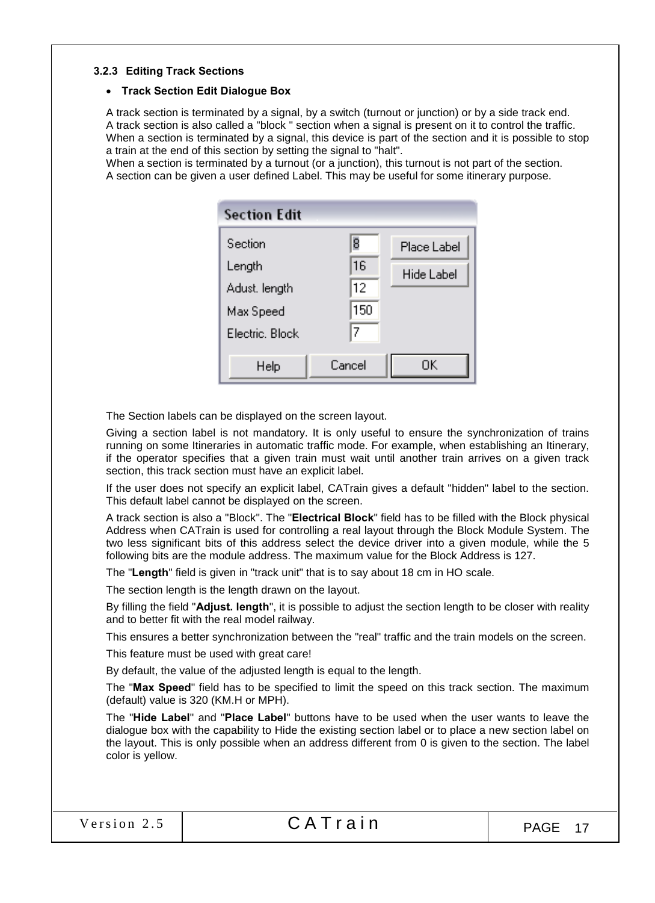### 3.2.3 Editing Track Sections

- **Track Section Edit Dialogue Box**

A track section is terminated by a signal, by a switch (turnout or junction) or by a side track end.
A track section is also called a "block " section when a signal is present on it to control the traffic.
When a section is terminated by a signal, this device is part of the section and it is possible to stop a train at the end of this section by setting the signal to "halt".
When a section is terminated by a turnout (or a junction), this turnout is not part of the section.
A section can be given a user defined Label. This may be useful for some itinerary purpose.

The Section labels can be displayed on the screen layout.

Giving a section label is not mandatory. It is only useful to ensure the synchronization of trains running on some Itineraries in automatic traffic mode. For example, when establishing an Itinerary, if the operator specifies that a given train must wait until another train arrives on a given track section, this track section must have an explicit label.

If the user does not specify an explicit label, CATrain gives a default "hidden" label to the section. This default label cannot be displayed on the screen.

A track section is also a "Block". The "**Electrical Block**" field has to be filled with the Block physical Address when CATrain is used for controlling a real layout through the Block Module System. The two less significant bits of this address select the device driver into a given module, while the 5 following bits are the module address. The maximum value for the Block Address is 127.

The "**Length**" field is given in "track unit" that is to say about 18 cm in HO scale.

The section length is the length drawn on the layout.

By filling the field "**Adjust. length**", it is possible to adjust the section length to be closer with reality and to better fit with the real model railway.

This ensures a better synchronization between the "real" traffic and the train models on the screen.

This feature must be used with great care!

By default, the value of the adjusted length is equal to the length.

The "**Max Speed**" field has to be specified to limit the speed on this track section. The maximum (default) value is 320 (KM.H or MPH).

The "**Hide Label**" and "**Place Label**" buttons have to be used when the user wants to leave the dialogue box with the capability to Hide the existing section label or to place a new section label on the layout. This is only possible when an address different from 0 is given to the section. The label color is yellow.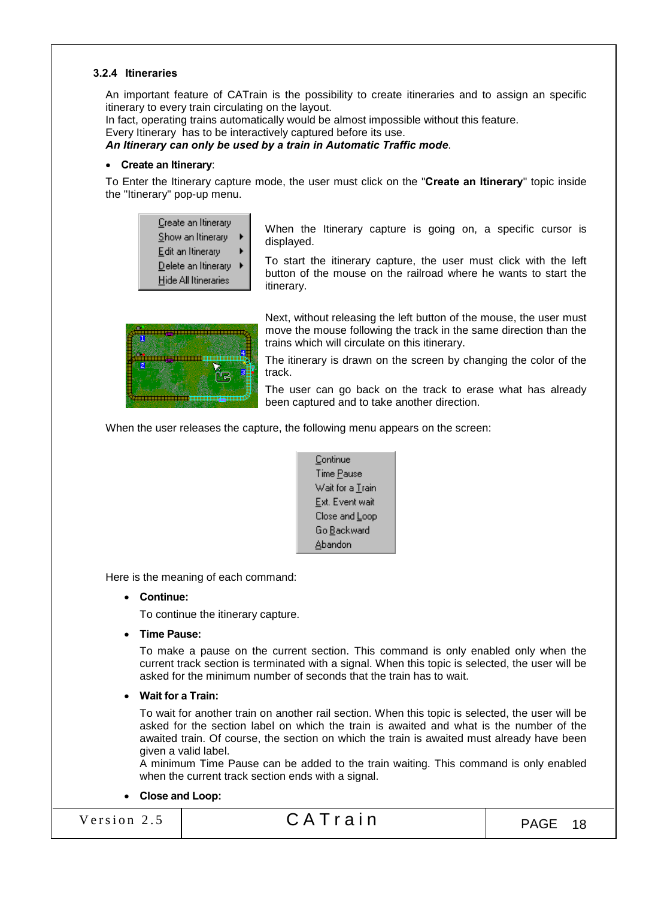### 3.2.4 Itineraries

An important feature of CATrain is the possibility to create itineraries and to assign an specific itinerary to every train circulating on the layout.
In fact, operating trains automatically would be almost impossible without this feature.
Every Itinerary has to be interactively captured before its use.
***An Itinerary can only be used by a train in Automatic Traffic mode***.

- **Create an Itinerary**:

To Enter the Itinerary capture mode, the user must click on the "**Create an Itinerary**" topic inside the "Itinerary" pop-up menu.

Create an Itinerary
Show an Itinerary
Edit an Itinerary
Delete an Itinerary
Hide All Itineraries

When the Itinerary capture is going on, a specific cursor is displayed.

To start the itinerary capture, the user must click with the left button of the mouse on the railroad where he wants to start the itinerary.

Next, without releasing the left button of the mouse, the user must move the mouse following the track in the same direction than the trains which will circulate on this itinerary.

The itinerary is drawn on the screen by changing the color of the track.

The user can go back on the track to erase what has already been captured and to take another direction.

When the user releases the capture, the following menu appears on the screen:

Continue
Time Pause
Wait for a Train
Ext. Event wait
Close and Loop
Go Backward
Abandon

Here is the meaning of each command:

- **Continue:**

  To continue the itinerary capture.

- **Time Pause:**

  To make a pause on the current section. This command is only enabled only when the current track section is terminated with a signal. When this topic is selected, the user will be asked for the minimum number of seconds that the train has to wait.

- **Wait for a Train:**

  To wait for another train on another rail section. When this topic is selected, the user will be asked for the section label on which the train is awaited and what is the number of the awaited train. Of course, the section on which the train is awaited must already have been given a valid label.
  A minimum Time Pause can be added to the train waiting. This command is only enabled when the current track section ends with a signal.

- **Close and Loop:**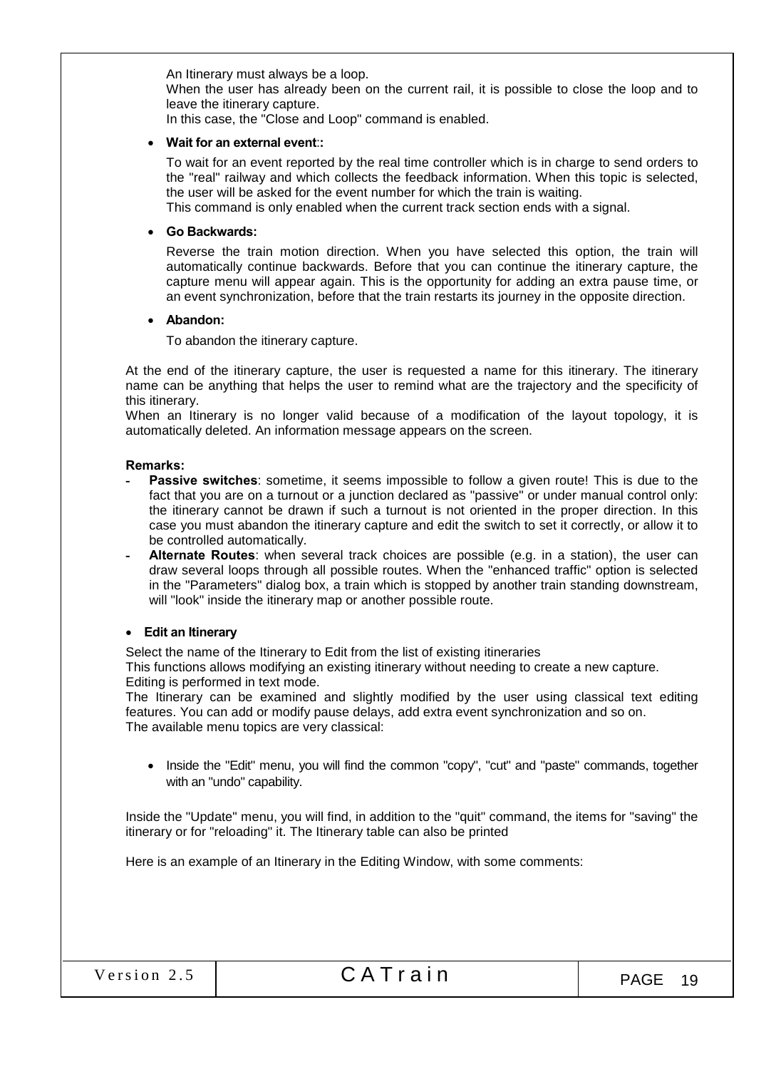An Itinerary must always be a loop.
When the user has already been on the current rail, it is possible to close the loop and to leave the itinerary capture.
In this case, the "Close and Loop" command is enabled.

- **Wait for an external event::**

  To wait for an event reported by the real time controller which is in charge to send orders to the "real" railway and which collects the feedback information. When this topic is selected, the user will be asked for the event number for which the train is waiting.
  This command is only enabled when the current track section ends with a signal.

- **Go Backwards:**

  Reverse the train motion direction. When you have selected this option, the train will automatically continue backwards. Before that you can continue the itinerary capture, the capture menu will appear again. This is the opportunity for adding an extra pause time, or an event synchronization, before that the train restarts its journey in the opposite direction.

- **Abandon:**

  To abandon the itinerary capture.

At the end of the itinerary capture, the user is requested a name for this itinerary. The itinerary name can be anything that helps the user to remind what are the trajectory and the specificity of this itinerary.
When an Itinerary is no longer valid because of a modification of the layout topology, it is automatically deleted. An information message appears on the screen.

**Remarks:**

- **Passive switches**: sometime, it seems impossible to follow a given route! This is due to the fact that you are on a turnout or a junction declared as "passive" or under manual control only: the itinerary cannot be drawn if such a turnout is not oriented in the proper direction. In this case you must abandon the itinerary capture and edit the switch to set it correctly, or allow it to be controlled automatically.
- **Alternate Routes**: when several track choices are possible (e.g. in a station), the user can draw several loops through all possible routes. When the "enhanced traffic" option is selected in the "Parameters" dialog box, a train which is stopped by another train standing downstream, will "look" inside the itinerary map or another possible route.

- **Edit an Itinerary**

Select the name of the Itinerary to Edit from the list of existing itineraries
This functions allows modifying an existing itinerary without needing to create a new capture.
Editing is performed in text mode.
The Itinerary can be examined and slightly modified by the user using classical text editing features. You can add or modify pause delays, add extra event synchronization and so on.
The available menu topics are very classical:

- Inside the "Edit" menu, you will find the common "copy", "cut" and "paste" commands, together with an "undo" capability.

Inside the "Update" menu, you will find, in addition to the "quit" command, the items for "saving" the itinerary or for "reloading" it. The Itinerary table can also be printed

Here is an example of an Itinerary in the Editing Window, with some comments: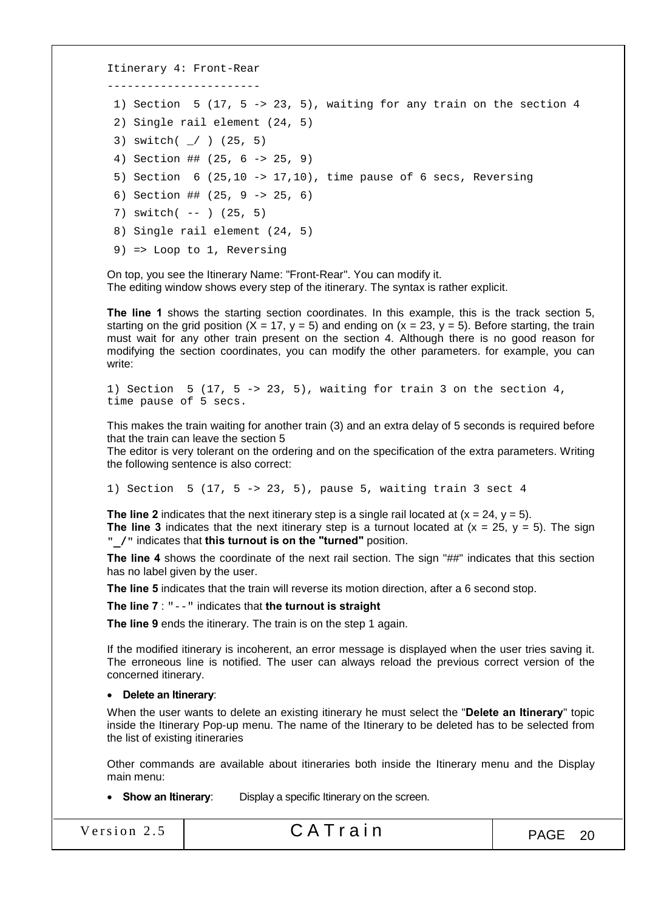```
Itinerary 4: Front-Rear
-----------------------
 1) Section  5 (17, 5 -> 23, 5), waiting for any train on the section 4
 2) Single rail element (24, 5)
 3) switch( _/ ) (25, 5)
 4) Section ## (25, 6 -> 25, 9)
 5) Section  6 (25,10 -> 17,10), time pause of 6 secs, Reversing
 6) Section ## (25, 9 -> 25, 6)
 7) switch( -- ) (25, 5)
 8) Single rail element (24, 5)
 9) => Loop to 1, Reversing
```

On top, you see the Itinerary Name: "Front-Rear". You can modify it.
The editing window shows every step of the itinerary. The syntax is rather explicit.

**The line 1** shows the starting section coordinates. In this example, this is the track section 5, starting on the grid position (X = 17, y = 5) and ending on (x = 23, y = 5). Before starting, the train must wait for any other train present on the section 4. Although there is no good reason for modifying the section coordinates, you can modify the other parameters. for example, you can write:

```
1) Section  5 (17, 5 -> 23, 5), waiting for train 3 on the section 4,
time pause of 5 secs.
```

This makes the train waiting for another train (3) and an extra delay of 5 seconds is required before that the train can leave the section 5
The editor is very tolerant on the ordering and on the specification of the extra parameters. Writing the following sentence is also correct:

```
1) Section  5 (17, 5 -> 23, 5), pause 5, waiting train 3 sect 4
```

**The line 2** indicates that the next itinerary step is a single rail located at (x = 24, y = 5).
**The line 3** indicates that the next itinerary step is a turnout located at (x = 25, y = 5). The sign **"_/"** indicates that **this turnout is on the "turned"** position.

**The line 4** shows the coordinate of the next rail section. The sign "##" indicates that this section has no label given by the user.

**The line 5** indicates that the train will reverse its motion direction, after a 6 second stop.

**The line 7** : "--" indicates that **the turnout is straight**

**The line 9** ends the itinerary. The train is on the step 1 again.

If the modified itinerary is incoherent, an error message is displayed when the user tries saving it. The erroneous line is notified. The user can always reload the previous correct version of the concerned itinerary.

- **Delete an Itinerary**:

When the user wants to delete an existing itinerary he must select the "**Delete an Itinerary**" topic inside the Itinerary Pop-up menu. The name of the Itinerary to be deleted has to be selected from the list of existing itineraries

Other commands are available about itineraries both inside the Itinerary menu and the Display main menu:

- **Show an Itinerary**: Display a specific Itinerary on the screen.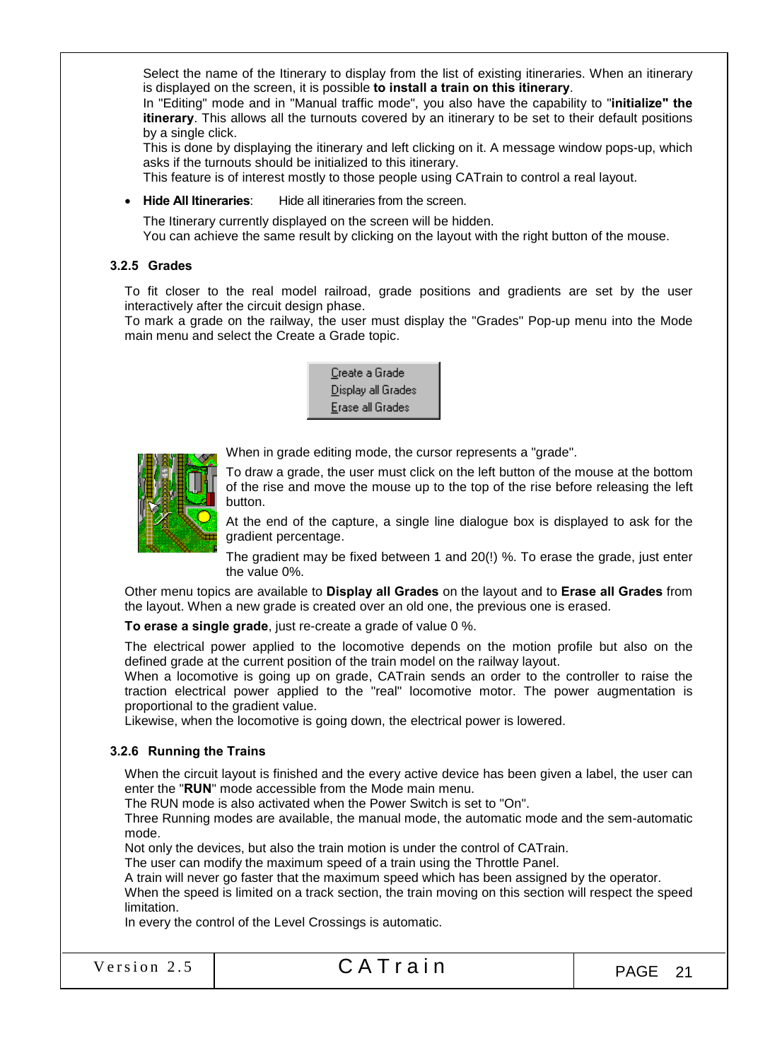Select the name of the Itinerary to display from the list of existing itineraries. When an itinerary is displayed on the screen, it is possible **to install a train on this itinerary**.
In "Editing" mode and in "Manual traffic mode", you also have the capability to "**initialize" the itinerary**. This allows all the turnouts covered by an itinerary to be set to their default positions by a single click.
This is done by displaying the itinerary and left clicking on it. A message window pops-up, which asks if the turnouts should be initialized to this itinerary.
This feature is of interest mostly to those people using CATrain to control a real layout.

- **Hide All Itineraries**: Hide all itineraries from the screen.

The Itinerary currently displayed on the screen will be hidden.
You can achieve the same result by clicking on the layout with the right button of the mouse.

### 3.2.5 Grades

To fit closer to the real model railroad, grade positions and gradients are set by the user interactively after the circuit design phase.
To mark a grade on the railway, the user must display the "Grades" Pop-up menu into the Mode main menu and select the Create a Grade topic.

Create a Grade
Display all Grades
Erase all Grades

When in grade editing mode, the cursor represents a "grade".

To draw a grade, the user must click on the left button of the mouse at the bottom of the rise and move the mouse up to the top of the rise before releasing the left button.

At the end of the capture, a single line dialogue box is displayed to ask for the gradient percentage.

The gradient may be fixed between 1 and 20(!) %. To erase the grade, just enter the value 0%.

Other menu topics are available to **Display all Grades** on the layout and to **Erase all Grades** from the layout. When a new grade is created over an old one, the previous one is erased.

**To erase a single grade**, just re-create a grade of value 0 %.

The electrical power applied to the locomotive depends on the motion profile but also on the defined grade at the current position of the train model on the railway layout.
When a locomotive is going up on grade, CATrain sends an order to the controller to raise the traction electrical power applied to the "real" locomotive motor. The power augmentation is proportional to the gradient value.
Likewise, when the locomotive is going down, the electrical power is lowered.

### 3.2.6 Running the Trains

When the circuit layout is finished and the every active device has been given a label, the user can enter the "**RUN**" mode accessible from the Mode main menu.
The RUN mode is also activated when the Power Switch is set to "On".
Three Running modes are available, the manual mode, the automatic mode and the sem-automatic mode.
Not only the devices, but also the train motion is under the control of CATrain.
The user can modify the maximum speed of a train using the Throttle Panel.
A train will never go faster that the maximum speed which has been assigned by the operator.
When the speed is limited on a track section, the train moving on this section will respect the speed limitation.
In every the control of the Level Crossings is automatic.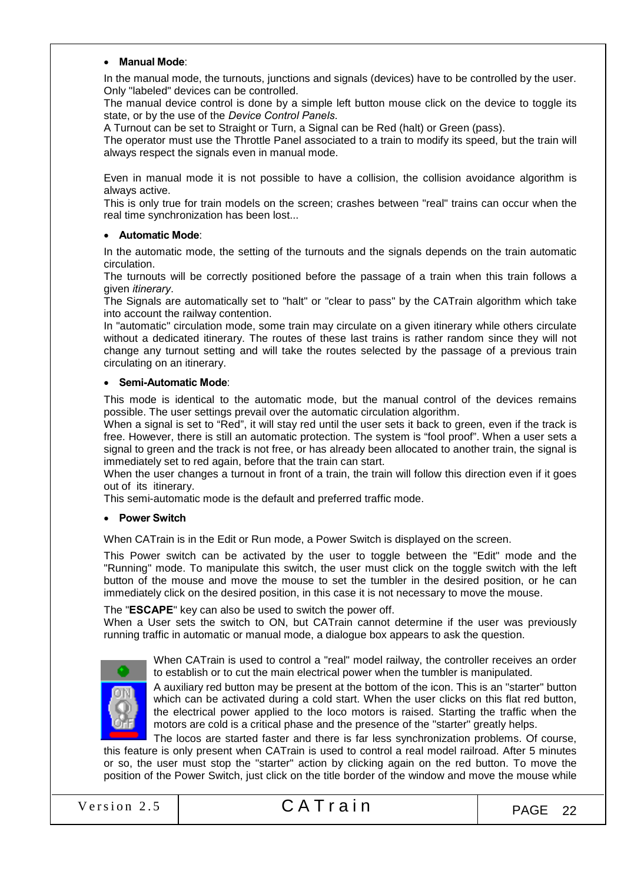- **Manual Mode**:

In the manual mode, the turnouts, junctions and signals (devices) have to be controlled by the user. Only "labeled" devices can be controlled.
The manual device control is done by a simple left button mouse click on the device to toggle its state, or by the use of the *Device Control Panels*.
A Turnout can be set to Straight or Turn, a Signal can be Red (halt) or Green (pass).
The operator must use the Throttle Panel associated to a train to modify its speed, but the train will always respect the signals even in manual mode.

Even in manual mode it is not possible to have a collision, the collision avoidance algorithm is always active.
This is only true for train models on the screen; crashes between "real" trains can occur when the real time synchronization has been lost...

- **Automatic Mode**:

In the automatic mode, the setting of the turnouts and the signals depends on the train automatic circulation.
The turnouts will be correctly positioned before the passage of a train when this train follows a given *itinerary*.
The Signals are automatically set to "halt" or "clear to pass" by the CATrain algorithm which take into account the railway contention.
In "automatic" circulation mode, some train may circulate on a given itinerary while others circulate without a dedicated itinerary. The routes of these last trains is rather random since they will not change any turnout setting and will take the routes selected by the passage of a previous train circulating on an itinerary.

- **Semi-Automatic Mode**:

This mode is identical to the automatic mode, but the manual control of the devices remains possible. The user settings prevail over the automatic circulation algorithm.
When a signal is set to "Red", it will stay red until the user sets it back to green, even if the track is free. However, there is still an automatic protection. The system is "fool proof". When a user sets a signal to green and the track is not free, or has already been allocated to another train, the signal is immediately set to red again, before that the train can start.
When the user changes a turnout in front of a train, the train will follow this direction even if it goes out of its itinerary.
This semi-automatic mode is the default and preferred traffic mode.

- **Power Switch**

When CATrain is in the Edit or Run mode, a Power Switch is displayed on the screen.

This Power switch can be activated by the user to toggle between the "Edit" mode and the "Running" mode. To manipulate this switch, the user must click on the toggle switch with the left button of the mouse and move the mouse to set the tumbler in the desired position, or he can immediately click on the desired position, in this case it is not necessary to move the mouse.

The "**ESCAPE**" key can also be used to switch the power off.
When a User sets the switch to ON, but CATrain cannot determine if the user was previously running traffic in automatic or manual mode, a dialogue box appears to ask the question.

When CATrain is used to control a "real" model railway, the controller receives an order to establish or to cut the main electrical power when the tumbler is manipulated.
A auxiliary red button may be present at the bottom of the icon. This is an "starter" button which can be activated during a cold start. When the user clicks on this flat red button, the electrical power applied to the loco motors is raised. Starting the traffic when the motors are cold is a critical phase and the presence of the "starter" greatly helps.
The locos are started faster and there is far less synchronization problems. Of course, this feature is only present when CATrain is used to control a real model railroad. After 5 minutes or so, the user must stop the "starter" action by clicking again on the red button. To move the position of the Power Switch, just click on the title border of the window and move the mouse while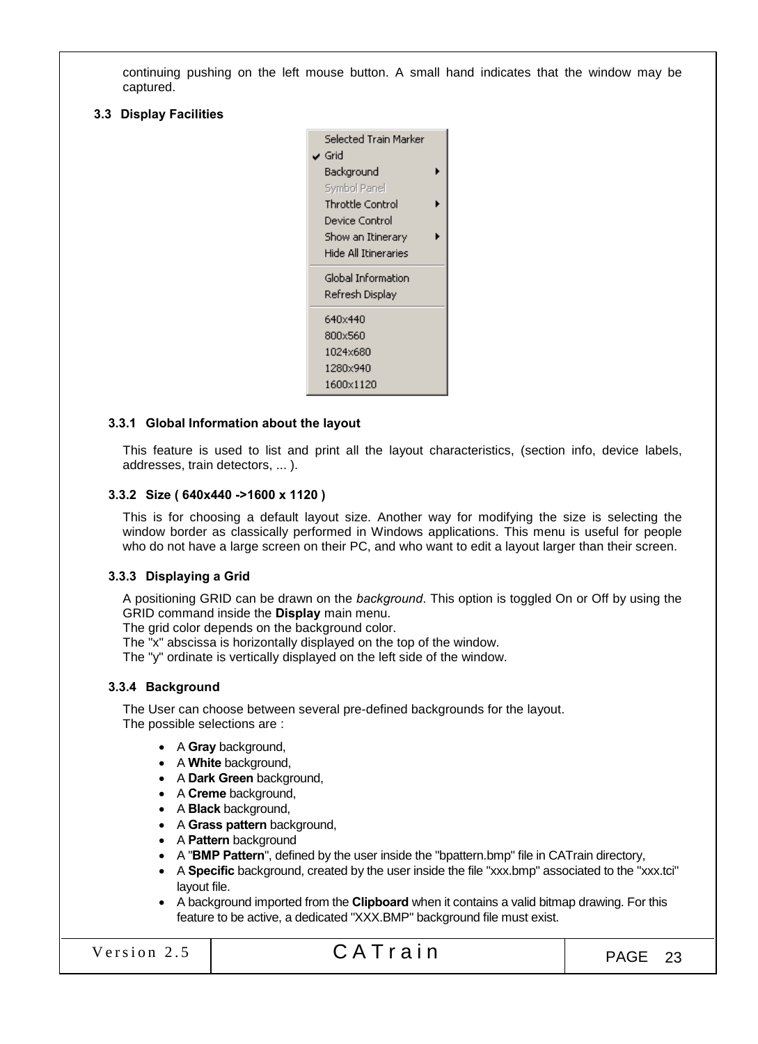continuing pushing on the left mouse button. A small hand indicates that the window may be captured.

## 3.3 Display Facilities

- Selected Train Marker
- ✔ Grid
- Background ▸
- Symbol Panel
- Throttle Control ▸
- Device Control
- Show an Itinerary ▸
- Hide All Itineraries
- Global Information
- Refresh Display
- 640x440
- 800x560
- 1024x680
- 1280x940
- 1600x1120

### 3.3.1 Global Information about the layout

This feature is used to list and print all the layout characteristics, (section info, device labels, addresses, train detectors, ... ).

### 3.3.2 Size ( 640x440 ->1600 x 1120 )

This is for choosing a default layout size. Another way for modifying the size is selecting the window border as classically performed in Windows applications. This menu is useful for people who do not have a large screen on their PC, and who want to edit a layout larger than their screen.

### 3.3.3 Displaying a Grid

A positioning GRID can be drawn on the *background*. This option is toggled On or Off by using the GRID command inside the **Display** main menu.
The grid color depends on the background color.
The "x" abscissa is horizontally displayed on the top of the window.
The "y" ordinate is vertically displayed on the left side of the window.

### 3.3.4 Background

The User can choose between several pre-defined backgrounds for the layout.
The possible selections are :

- A **Gray** background,
- A **White** background,
- A **Dark Green** background,
- A **Creme** background,
- A **Black** background,
- A **Grass pattern** background,
- A **Pattern** background
- A "**BMP Pattern**", defined by the user inside the "bpattern.bmp" file in CATrain directory,
- A **Specific** background, created by the user inside the file "xxx.bmp" associated to the "xxx.tci" layout file.
- A background imported from the **Clipboard** when it contains a valid bitmap drawing. For this feature to be active, a dedicated "XXX.BMP" background file must exist.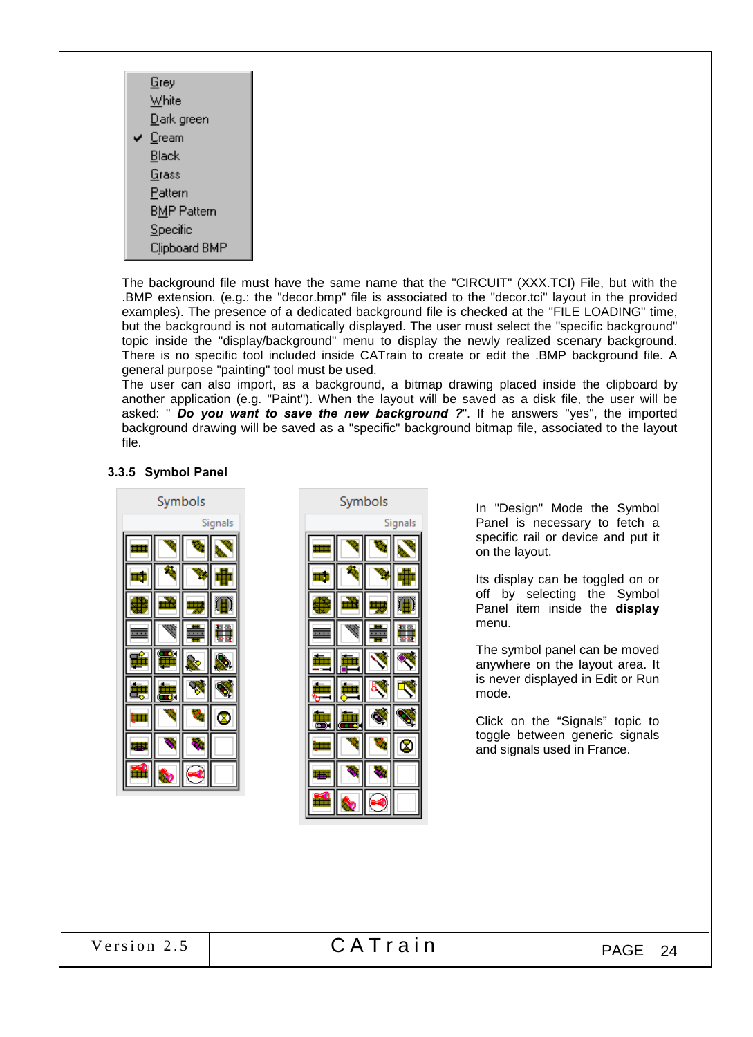Grey
White
Dark green
✔ Cream
Black
Grass
Pattern
BMP Pattern
Specific
Clipboard BMP

The background file must have the same name that the "CIRCUIT" (XXX.TCI) File, but with the .BMP extension. (e.g.: the "decor.bmp" file is associated to the "decor.tci" layout in the provided examples). The presence of a dedicated background file is checked at the "FILE LOADING" time, but the background is not automatically displayed. The user must select the "specific background" topic inside the "display/background" menu to display the newly realized scenary background. There is no specific tool included inside CATrain to create or edit the .BMP background file. A general purpose "painting" tool must be used.

The user can also import, as a background, a bitmap drawing placed inside the clipboard by another application (e.g. "Paint"). When the layout will be saved as a disk file, the user will be asked: " ***Do you want to save the new background ?***". If he answers "yes", the imported background drawing will be saved as a "specific" background bitmap file, associated to the layout file.

### 3.3.5 Symbol Panel

Symbols
Signals

Symbols
Signals

In "Design" Mode the Symbol Panel is necessary to fetch a specific rail or device and put it on the layout.

Its display can be toggled on or off by selecting the Symbol Panel item inside the **display** menu.

The symbol panel can be moved anywhere on the layout area. It is never displayed in Edit or Run mode.

Click on the “Signals” topic to toggle between generic signals and signals used in France.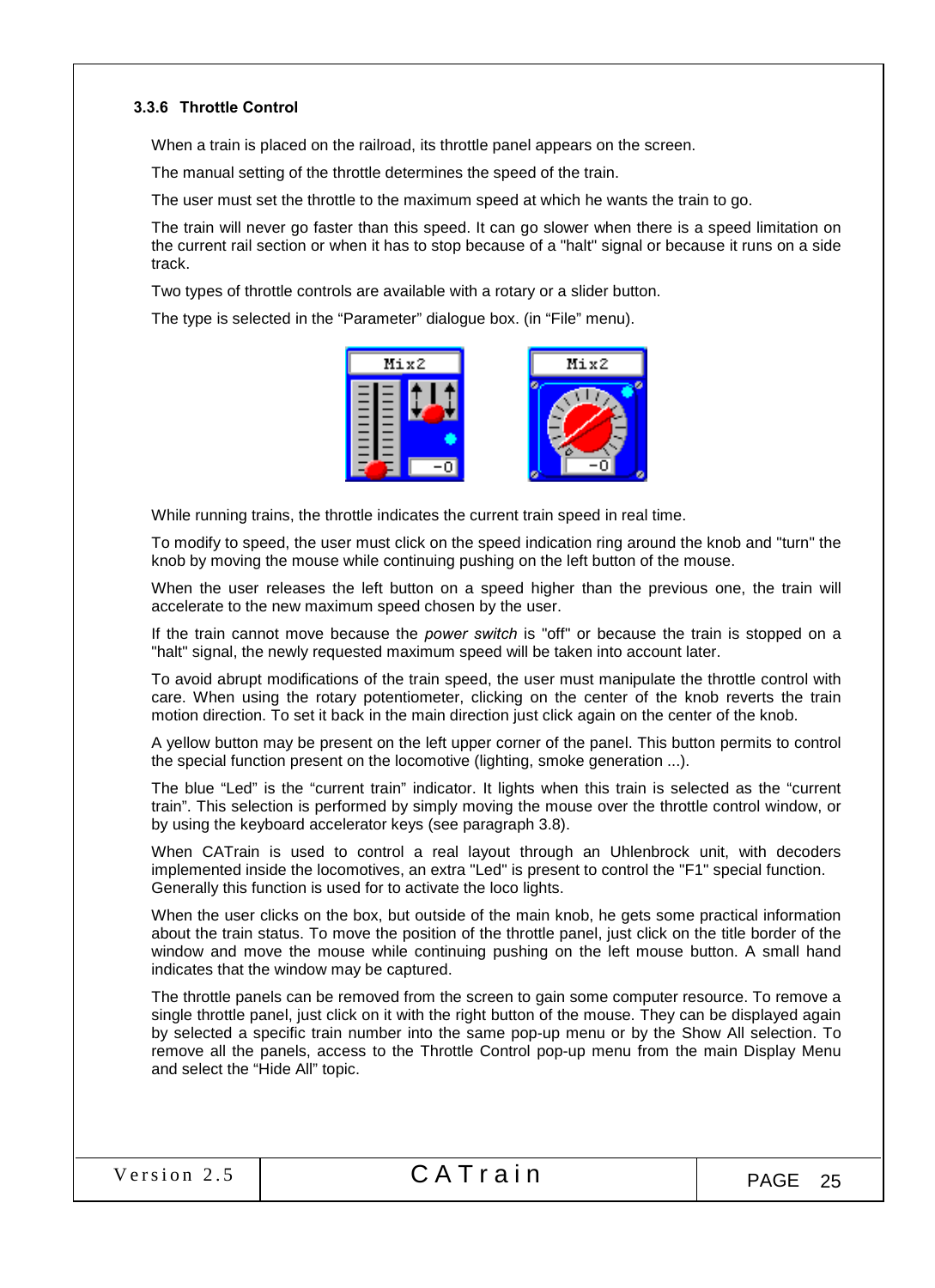### 3.3.6 Throttle Control

When a train is placed on the railroad, its throttle panel appears on the screen.

The manual setting of the throttle determines the speed of the train.

The user must set the throttle to the maximum speed at which he wants the train to go.

The train will never go faster than this speed. It can go slower when there is a speed limitation on the current rail section or when it has to stop because of a "halt" signal or because it runs on a side track.

Two types of throttle controls are available with a rotary or a slider button.

The type is selected in the “Parameter” dialogue box. (in “File” menu).

While running trains, the throttle indicates the current train speed in real time.

To modify to speed, the user must click on the speed indication ring around the knob and "turn" the knob by moving the mouse while continuing pushing on the left button of the mouse.

When the user releases the left button on a speed higher than the previous one, the train will accelerate to the new maximum speed chosen by the user.

If the train cannot move because the *power switch* is "off" or because the train is stopped on a "halt" signal, the newly requested maximum speed will be taken into account later.

To avoid abrupt modifications of the train speed, the user must manipulate the throttle control with care. When using the rotary potentiometer, clicking on the center of the knob reverts the train motion direction. To set it back in the main direction just click again on the center of the knob.

A yellow button may be present on the left upper corner of the panel. This button permits to control the special function present on the locomotive (lighting, smoke generation ...).

The blue “Led” is the “current train” indicator. It lights when this train is selected as the “current train”. This selection is performed by simply moving the mouse over the throttle control window, or by using the keyboard accelerator keys (see paragraph 3.8).

When CATrain is used to control a real layout through an Uhlenbrock unit, with decoders implemented inside the locomotives, an extra "Led" is present to control the "F1" special function. Generally this function is used for to activate the loco lights.

When the user clicks on the box, but outside of the main knob, he gets some practical information about the train status. To move the position of the throttle panel, just click on the title border of the window and move the mouse while continuing pushing on the left mouse button. A small hand indicates that the window may be captured.

The throttle panels can be removed from the screen to gain some computer resource. To remove a single throttle panel, just click on it with the right button of the mouse. They can be displayed again by selected a specific train number into the same pop-up menu or by the Show All selection. To remove all the panels, access to the Throttle Control pop-up menu from the main Display Menu and select the “Hide All” topic.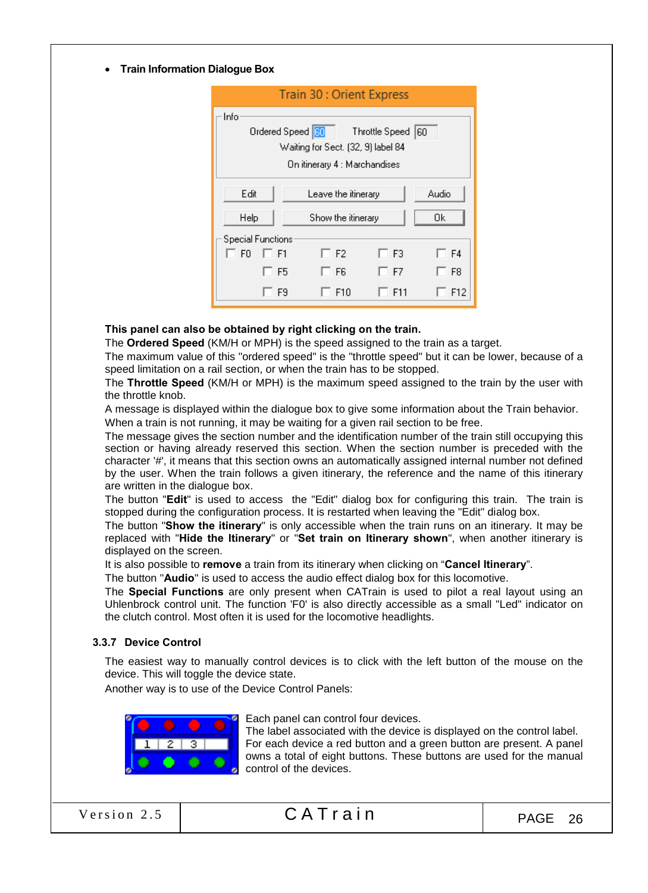- **Train Information Dialogue Box**

**This panel can also be obtained by right clicking on the train.**

The **Ordered Speed** (KM/H or MPH) is the speed assigned to the train as a target.

The maximum value of this "ordered speed" is the "throttle speed" but it can be lower, because of a speed limitation on a rail section, or when the train has to be stopped.

The **Throttle Speed** (KM/H or MPH) is the maximum speed assigned to the train by the user with the throttle knob.

A message is displayed within the dialogue box to give some information about the Train behavior.

When a train is not running, it may be waiting for a given rail section to be free.

The message gives the section number and the identification number of the train still occupying this section or having already reserved this section. When the section number is preceded with the character '#', it means that this section owns an automatically assigned internal number not defined by the user. When the train follows a given itinerary, the reference and the name of this itinerary are written in the dialogue box.

The button "**Edit**" is used to access the "Edit" dialog box for configuring this train. The train is stopped during the configuration process. It is restarted when leaving the "Edit" dialog box.

The button "**Show the itinerary**" is only accessible when the train runs on an itinerary. It may be replaced with "**Hide the Itinerary**" or "**Set train on Itinerary shown**", when another itinerary is displayed on the screen.

It is also possible to **remove** a train from its itinerary when clicking on “**Cancel Itinerary**”.

The button "**Audio**" is used to access the audio effect dialog box for this locomotive.

The **Special Functions** are only present when CATrain is used to pilot a real layout using an Uhlenbrock control unit. The function 'F0' is also directly accessible as a small "Led" indicator on the clutch control. Most often it is used for the locomotive headlights.

### 3.3.7 Device Control

The easiest way to manually control devices is to click with the left button of the mouse on the device. This will toggle the device state.

Another way is to use of the Device Control Panels:

Each panel can control four devices.

The label associated with the device is displayed on the control label.

For each device a red button and a green button are present. A panel owns a total of eight buttons. These buttons are used for the manual control of the devices.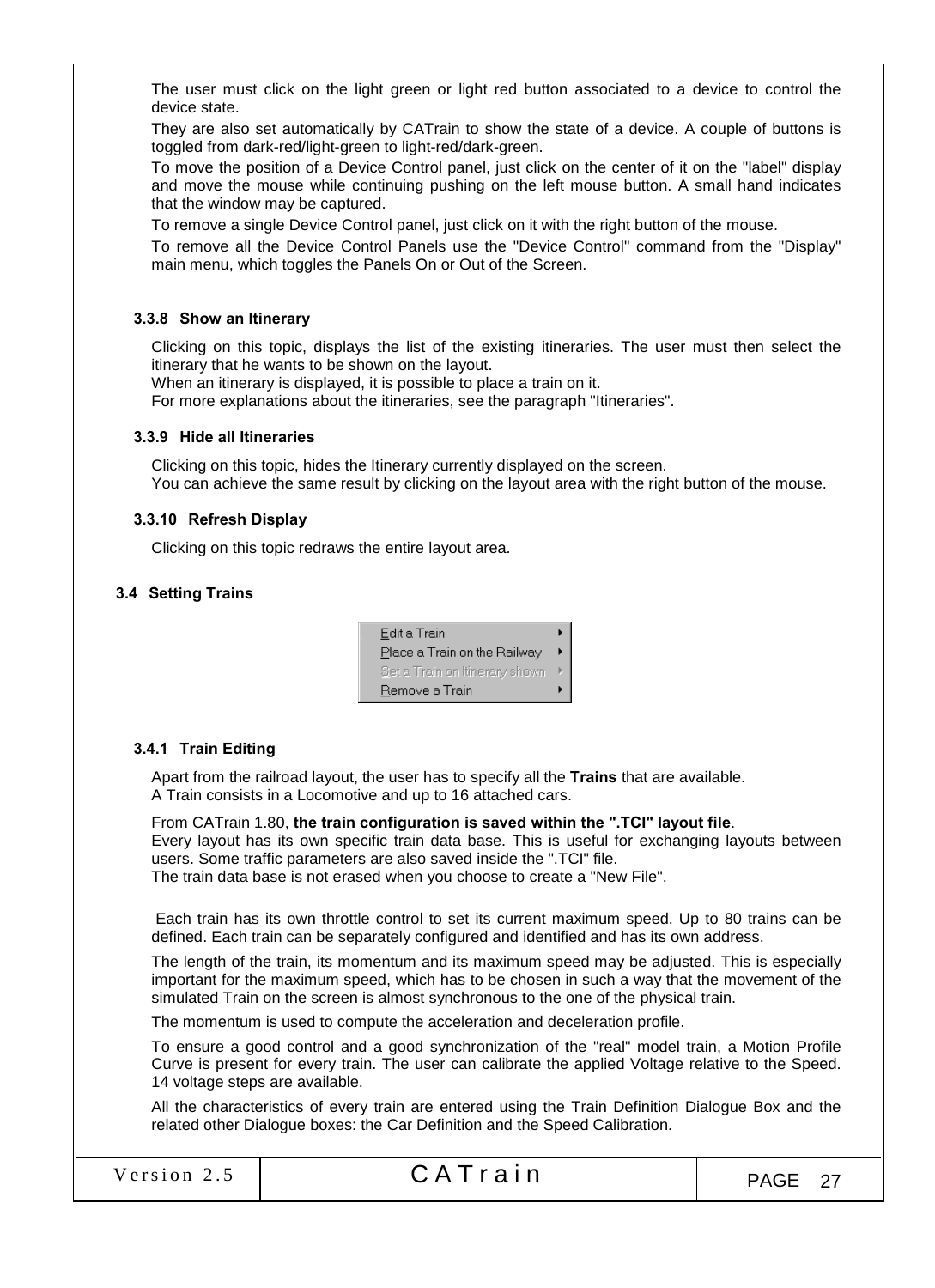The user must click on the light green or light red button associated to a device to control the device state.

They are also set automatically by CATrain to show the state of a device. A couple of buttons is toggled from dark-red/light-green to light-red/dark-green.

To move the position of a Device Control panel, just click on the center of it on the "label" display and move the mouse while continuing pushing on the left mouse button. A small hand indicates that the window may be captured.

To remove a single Device Control panel, just click on it with the right button of the mouse.

To remove all the Device Control Panels use the "Device Control" command from the "Display" main menu, which toggles the Panels On or Out of the Screen.

#### 3.3.8 Show an Itinerary

Clicking on this topic, displays the list of the existing itineraries. The user must then select the itinerary that he wants to be shown on the layout.
When an itinerary is displayed, it is possible to place a train on it.
For more explanations about the itineraries, see the paragraph "Itineraries".

#### 3.3.9 Hide all Itineraries

Clicking on this topic, hides the Itinerary currently displayed on the screen.
You can achieve the same result by clicking on the layout area with the right button of the mouse.

#### 3.3.10 Refresh Display

Clicking on this topic redraws the entire layout area.

### 3.4 Setting Trains

- Edit a Train ▸
- Place a Train on the Railway ▸
- Set a Train on Itinerary shown ▸
- Remove a Train ▸

#### 3.4.1 Train Editing

Apart from the railroad layout, the user has to specify all the **Trains** that are available.
A Train consists in a Locomotive and up to 16 attached cars.

From CATrain 1.80, **the train configuration is saved within the ".TCI" layout file**.
Every layout has its own specific train data base. This is useful for exchanging layouts between users. Some traffic parameters are also saved inside the ".TCI" file.
The train data base is not erased when you choose to create a "New File".

Each train has its own throttle control to set its current maximum speed. Up to 80 trains can be defined. Each train can be separately configured and identified and has its own address.

The length of the train, its momentum and its maximum speed may be adjusted. This is especially important for the maximum speed, which has to be chosen in such a way that the movement of the simulated Train on the screen is almost synchronous to the one of the physical train.

The momentum is used to compute the acceleration and deceleration profile.

To ensure a good control and a good synchronization of the "real" model train, a Motion Profile Curve is present for every train. The user can calibrate the applied Voltage relative to the Speed. 14 voltage steps are available.

All the characteristics of every train are entered using the Train Definition Dialogue Box and the related other Dialogue boxes: the Car Definition and the Speed Calibration.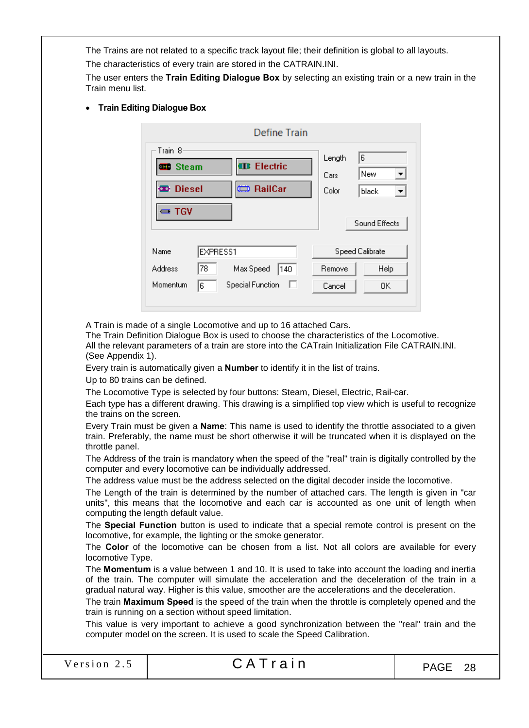The Trains are not related to a specific track layout file; their definition is global to all layouts.

The characteristics of every train are stored in the CATRAIN.INI.

The user enters the **Train Editing Dialogue Box** by selecting an existing train or a new train in the Train menu list.

- **Train Editing Dialogue Box**

A Train is made of a single Locomotive and up to 16 attached Cars.
The Train Definition Dialogue Box is used to choose the characteristics of the Locomotive.
All the relevant parameters of a train are store into the CATrain Initialization File CATRAIN.INI. (See Appendix 1).

Every train is automatically given a **Number** to identify it in the list of trains.

Up to 80 trains can be defined.

The Locomotive Type is selected by four buttons: Steam, Diesel, Electric, Rail-car.

Each type has a different drawing. This drawing is a simplified top view which is useful to recognize the trains on the screen.

Every Train must be given a **Name**: This name is used to identify the throttle associated to a given train. Preferably, the name must be short otherwise it will be truncated when it is displayed on the throttle panel.

The Address of the train is mandatory when the speed of the "real" train is digitally controlled by the computer and every locomotive can be individually addressed.

The address value must be the address selected on the digital decoder inside the locomotive.

The Length of the train is determined by the number of attached cars. The length is given in "car units", this means that the locomotive and each car is accounted as one unit of length when computing the length default value.

The **Special Function** button is used to indicate that a special remote control is present on the locomotive, for example, the lighting or the smoke generator.

The **Color** of the locomotive can be chosen from a list. Not all colors are available for every locomotive Type.

The **Momentum** is a value between 1 and 10. It is used to take into account the loading and inertia of the train. The computer will simulate the acceleration and the deceleration of the train in a gradual natural way. Higher is this value, smoother are the accelerations and the deceleration.

The train **Maximum Speed** is the speed of the train when the throttle is completely opened and the train is running on a section without speed limitation.

This value is very important to achieve a good synchronization between the "real" train and the computer model on the screen. It is used to scale the Speed Calibration.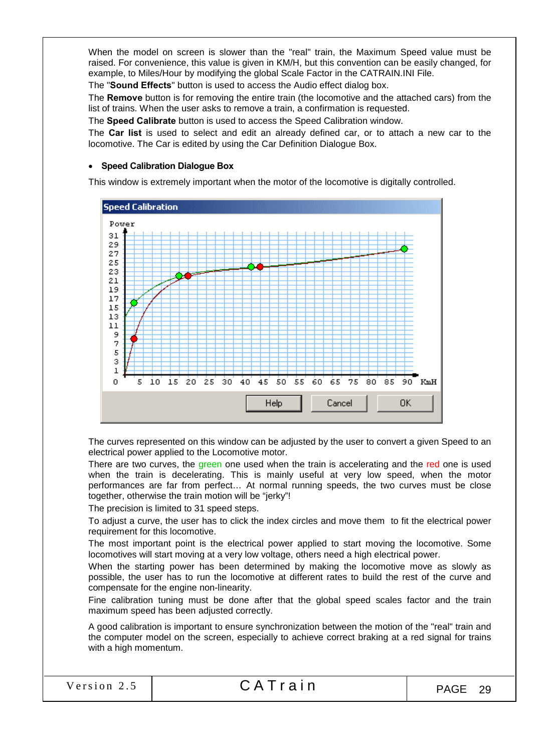When the model on screen is slower than the "real" train, the Maximum Speed value must be raised. For convenience, this value is given in KM/H, but this convention can be easily changed, for example, to Miles/Hour by modifying the global Scale Factor in the CATRAIN.INI File.

The "**Sound Effects**" button is used to access the Audio effect dialog box.

The **Remove** button is for removing the entire train (the locomotive and the attached cars) from the list of trains. When the user asks to remove a train, a confirmation is requested.

The **Speed Calibrate** button is used to access the Speed Calibration window.

The **Car list** is used to select and edit an already defined car, or to attach a new car to the locomotive. The Car is edited by using the Car Definition Dialogue Box.

- **Speed Calibration Dialogue Box**

This window is extremely important when the motor of the locomotive is digitally controlled.

The curves represented on this window can be adjusted by the user to convert a given Speed to an electrical power applied to the Locomotive motor.

There are two curves, the green one used when the train is accelerating and the red one is used when the train is decelerating. This is mainly useful at very low speed, when the motor performances are far from perfect… At normal running speeds, the two curves must be close together, otherwise the train motion will be "jerky"!

The precision is limited to 31 speed steps.

To adjust a curve, the user has to click the index circles and move them to fit the electrical power requirement for this locomotive.

The most important point is the electrical power applied to start moving the locomotive. Some locomotives will start moving at a very low voltage, others need a high electrical power.

When the starting power has been determined by making the locomotive move as slowly as possible, the user has to run the locomotive at different rates to build the rest of the curve and compensate for the engine non-linearity.

Fine calibration tuning must be done after that the global speed scales factor and the train maximum speed has been adjusted correctly.

A good calibration is important to ensure synchronization between the motion of the "real" train and the computer model on the screen, especially to achieve correct braking at a red signal for trains with a high momentum.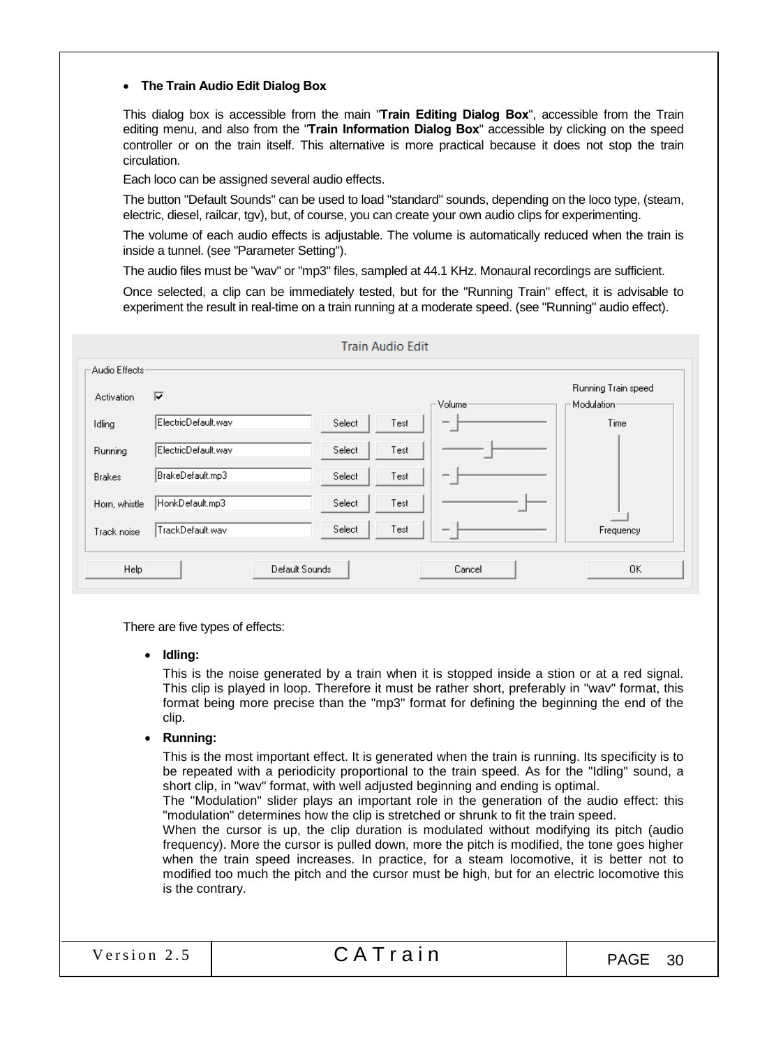- **The Train Audio Edit Dialog Box**

This dialog box is accessible from the main "**Train Editing Dialog Box**", accessible from the Train editing menu, and also from the "**Train Information Dialog Box**" accessible by clicking on the speed controller or on the train itself. This alternative is more practical because it does not stop the train circulation.

Each loco can be assigned several audio effects.

The button "Default Sounds" can be used to load "standard" sounds, depending on the loco type, (steam, electric, diesel, railcar, tgv), but, of course, you can create your own audio clips for experimenting.

The volume of each audio effects is adjustable. The volume is automatically reduced when the train is inside a tunnel. (see "Parameter Setting").

The audio files must be "wav" or "mp3" files, sampled at 44.1 KHz. Monaural recordings are sufficient.

Once selected, a clip can be immediately tested, but for the "Running Train" effect, it is advisable to experiment the result in real-time on a train running at a moderate speed. (see "Running" audio effect).

There are five types of effects:

- **Idling:**

  This is the noise generated by a train when it is stopped inside a stion or at a red signal. This clip is played in loop. Therefore it must be rather short, preferably in "wav" format, this format being more precise than the "mp3" format for defining the beginning the end of the clip.

- **Running:**

  This is the most important effect. It is generated when the train is running. Its specificity is to be repeated with a periodicity proportional to the train speed. As for the "Idling" sound, a short clip, in "wav" format, with well adjusted beginning and ending is optimal.
  The "Modulation" slider plays an important role in the generation of the audio effect: this "modulation" determines how the clip is stretched or shrunk to fit the train speed.
  When the cursor is up, the clip duration is modulated without modifying its pitch (audio frequency). More the cursor is pulled down, more the pitch is modified, the tone goes higher when the train speed increases. In practice, for a steam locomotive, it is better not to modified too much the pitch and the cursor must be high, but for an electric locomotive this is the contrary.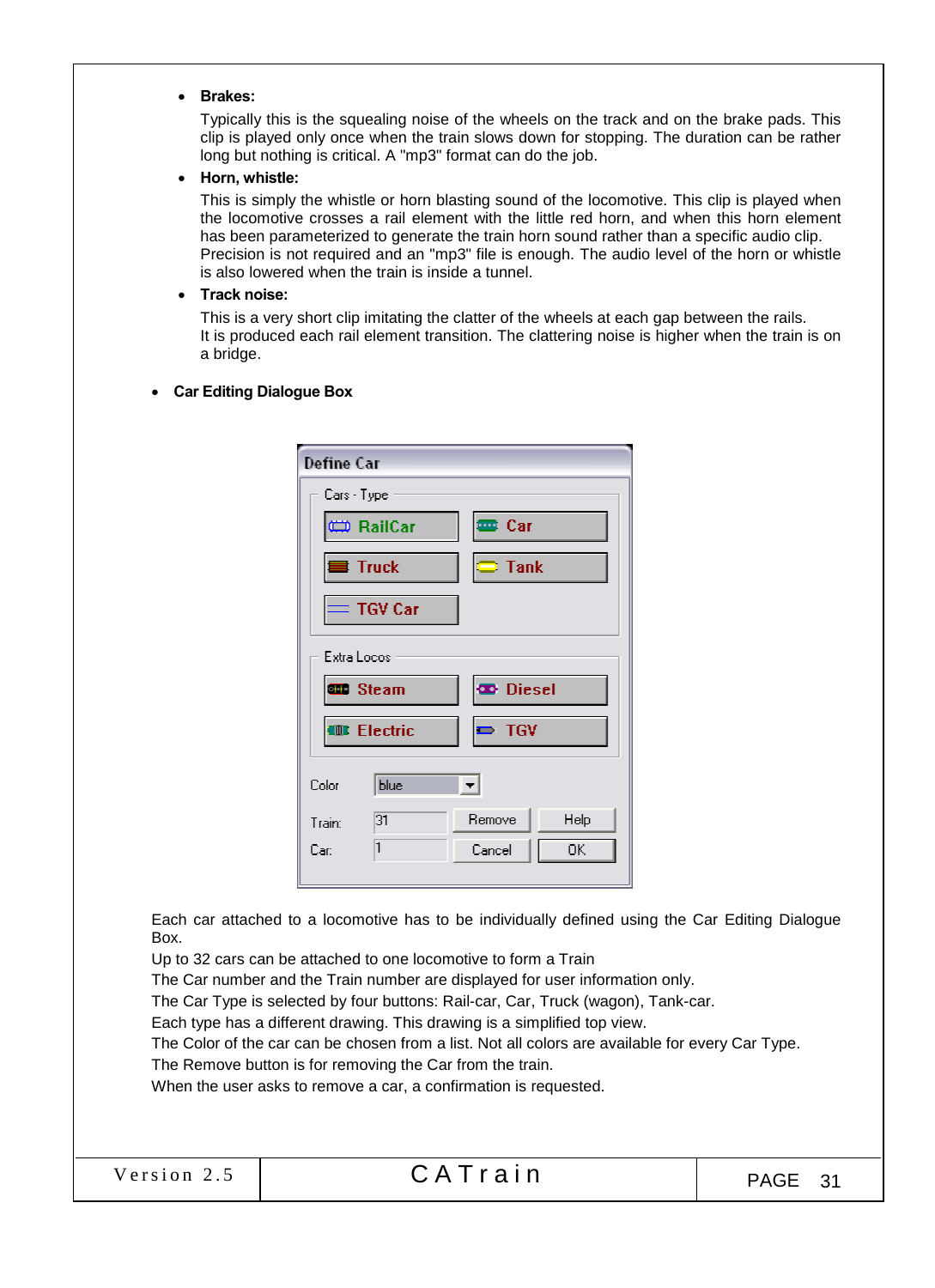- **Brakes:**

  Typically this is the squealing noise of the wheels on the track and on the brake pads. This clip is played only once when the train slows down for stopping. The duration can be rather long but nothing is critical. A "mp3" format can do the job.

- **Horn, whistle:**

  This is simply the whistle or horn blasting sound of the locomotive. This clip is played when the locomotive crosses a rail element with the little red horn, and when this horn element has been parameterized to generate the train horn sound rather than a specific audio clip. Precision is not required and an "mp3" file is enough. The audio level of the horn or whistle is also lowered when the train is inside a tunnel.

- **Track noise:**

  This is a very short clip imitating the clatter of the wheels at each gap between the rails. It is produced each rail element transition. The clattering noise is higher when the train is on a bridge.

- **Car Editing Dialogue Box**

Each car attached to a locomotive has to be individually defined using the Car Editing Dialogue Box.
Up to 32 cars can be attached to one locomotive to form a Train
The Car number and the Train number are displayed for user information only.
The Car Type is selected by four buttons: Rail-car, Car, Truck (wagon), Tank-car.
Each type has a different drawing. This drawing is a simplified top view.
The Color of the car can be chosen from a list. Not all colors are available for every Car Type.
The Remove button is for removing the Car from the train.
When the user asks to remove a car, a confirmation is requested.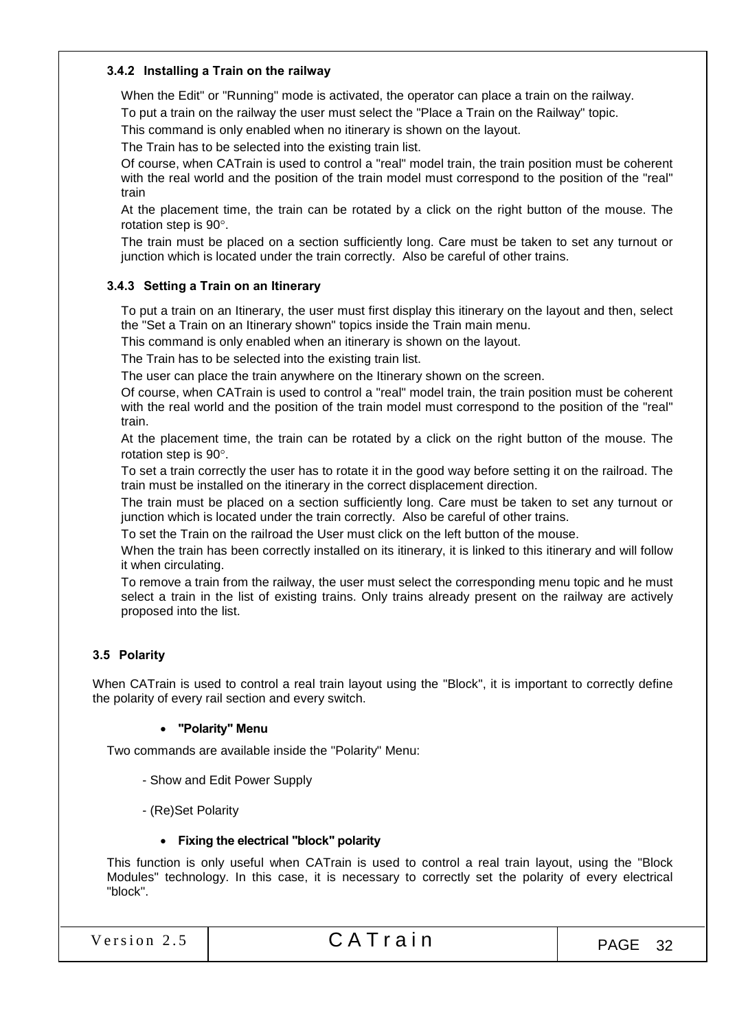### 3.4.2 Installing a Train on the railway

When the Edit" or "Running" mode is activated, the operator can place a train on the railway.

To put a train on the railway the user must select the "Place a Train on the Railway" topic.

This command is only enabled when no itinerary is shown on the layout.

The Train has to be selected into the existing train list.

Of course, when CATrain is used to control a "real" model train, the train position must be coherent with the real world and the position of the train model must correspond to the position of the "real" train

At the placement time, the train can be rotated by a click on the right button of the mouse. The rotation step is 90°.

The train must be placed on a section sufficiently long. Care must be taken to set any turnout or junction which is located under the train correctly. Also be careful of other trains.

### 3.4.3 Setting a Train on an Itinerary

To put a train on an Itinerary, the user must first display this itinerary on the layout and then, select the "Set a Train on an Itinerary shown" topics inside the Train main menu.

This command is only enabled when an itinerary is shown on the layout.

The Train has to be selected into the existing train list.

The user can place the train anywhere on the Itinerary shown on the screen.

Of course, when CATrain is used to control a "real" model train, the train position must be coherent with the real world and the position of the train model must correspond to the position of the "real" train.

At the placement time, the train can be rotated by a click on the right button of the mouse. The rotation step is 90°.

To set a train correctly the user has to rotate it in the good way before setting it on the railroad. The train must be installed on the itinerary in the correct displacement direction.

The train must be placed on a section sufficiently long. Care must be taken to set any turnout or junction which is located under the train correctly. Also be careful of other trains.

To set the Train on the railroad the User must click on the left button of the mouse.

When the train has been correctly installed on its itinerary, it is linked to this itinerary and will follow it when circulating.

To remove a train from the railway, the user must select the corresponding menu topic and he must select a train in the list of existing trains. Only trains already present on the railway are actively proposed into the list.

## 3.5 Polarity

When CATrain is used to control a real train layout using the "Block", it is important to correctly define the polarity of every rail section and every switch.

- **"Polarity" Menu**

Two commands are available inside the "Polarity" Menu:

- Show and Edit Power Supply

- (Re)Set Polarity

- **Fixing the electrical "block" polarity**

This function is only useful when CATrain is used to control a real train layout, using the "Block Modules" technology. In this case, it is necessary to correctly set the polarity of every electrical "block".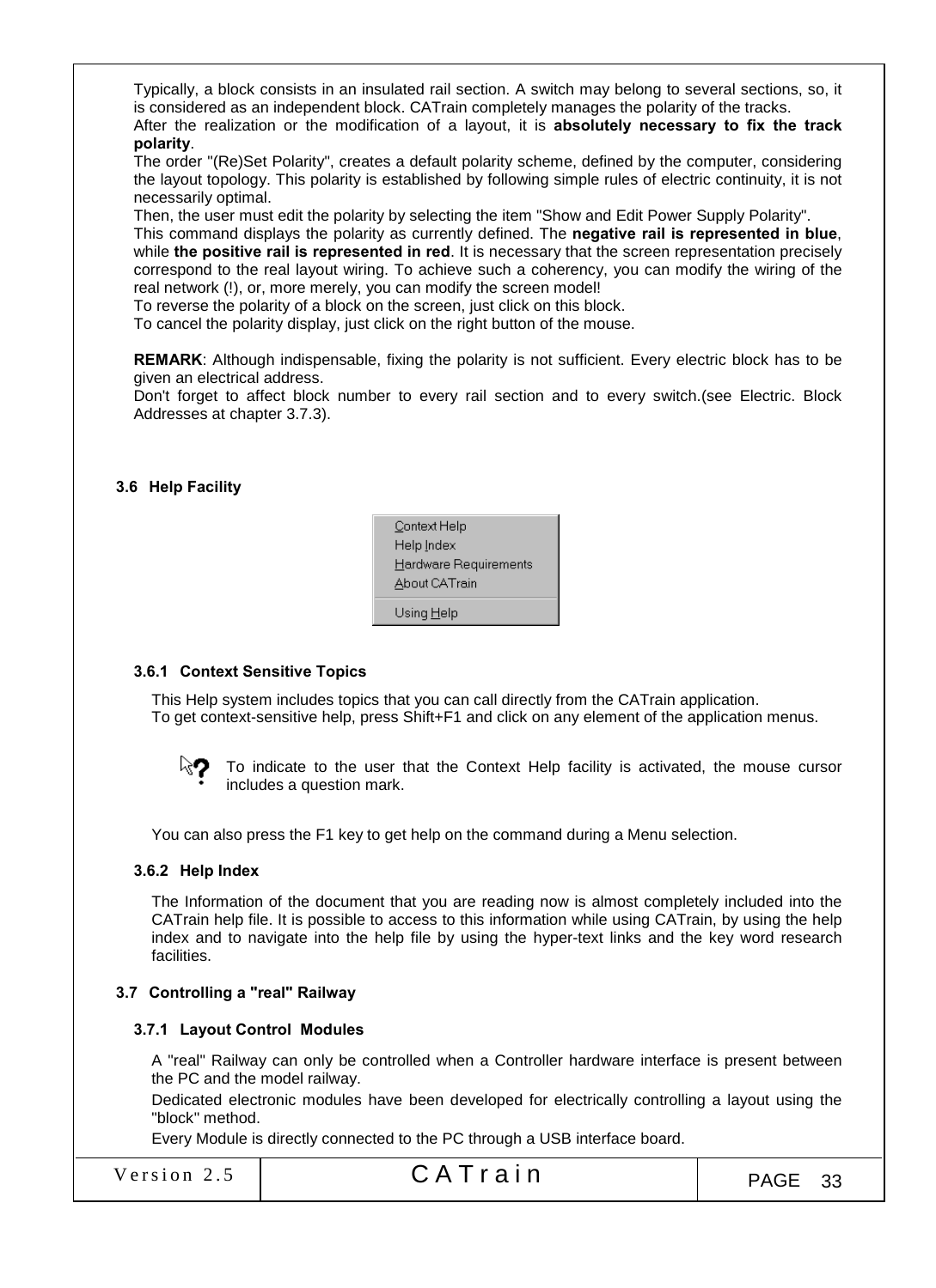Typically, a block consists in an insulated rail section. A switch may belong to several sections, so, it is considered as an independent block. CATrain completely manages the polarity of the tracks.
After the realization or the modification of a layout, it is **absolutely necessary to fix the track polarity**.
The order "(Re)Set Polarity", creates a default polarity scheme, defined by the computer, considering the layout topology. This polarity is established by following simple rules of electric continuity, it is not necessarily optimal.
Then, the user must edit the polarity by selecting the item "Show and Edit Power Supply Polarity".
This command displays the polarity as currently defined. The **negative rail is represented in blue**, while **the positive rail is represented in red**. It is necessary that the screen representation precisely correspond to the real layout wiring. To achieve such a coherency, you can modify the wiring of the real network (!), or, more merely, you can modify the screen model!
To reverse the polarity of a block on the screen, just click on this block.
To cancel the polarity display, just click on the right button of the mouse.

**REMARK**: Although indispensable, fixing the polarity is not sufficient. Every electric block has to be given an electrical address.
Don't forget to affect block number to every rail section and to every switch.(see Electric. Block Addresses at chapter 3.7.3).

## 3.6 Help Facility

Context Help
Help Index
Hardware Requirements
About CATrain
Using Help

### 3.6.1 Context Sensitive Topics

This Help system includes topics that you can call directly from the CATrain application.
To get context-sensitive help, press Shift+F1 and click on any element of the application menus.

To indicate to the user that the Context Help facility is activated, the mouse cursor includes a question mark.

You can also press the F1 key to get help on the command during a Menu selection.

### 3.6.2 Help Index

The Information of the document that you are reading now is almost completely included into the CATrain help file. It is possible to access to this information while using CATrain, by using the help index and to navigate into the help file by using the hyper-text links and the key word research facilities.

## 3.7 Controlling a "real" Railway

### 3.7.1 Layout Control Modules

A "real" Railway can only be controlled when a Controller hardware interface is present between the PC and the model railway.

Dedicated electronic modules have been developed for electrically controlling a layout using the "block" method.

Every Module is directly connected to the PC through a USB interface board.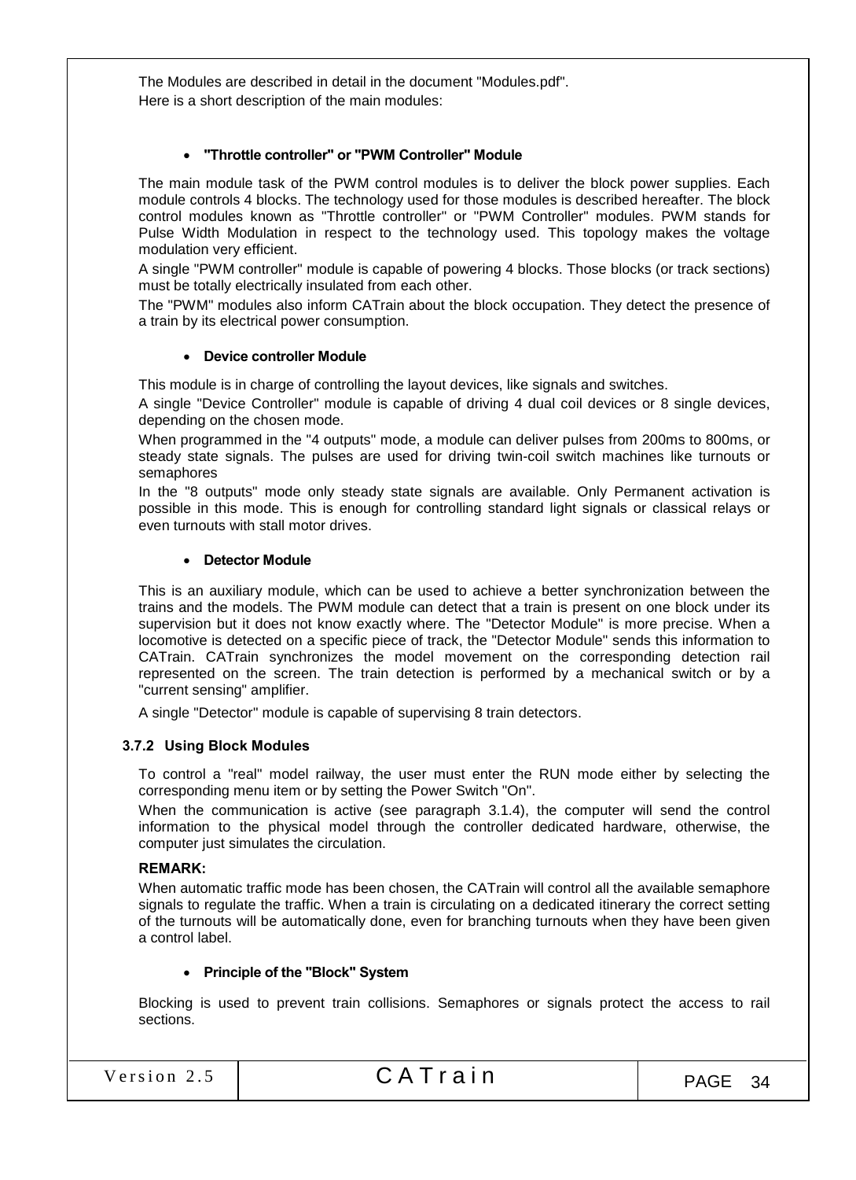The Modules are described in detail in the document "Modules.pdf".
Here is a short description of the main modules:

- **"Throttle controller" or "PWM Controller" Module**

The main module task of the PWM control modules is to deliver the block power supplies. Each module controls 4 blocks. The technology used for those modules is described hereafter. The block control modules known as "Throttle controller" or "PWM Controller" modules. PWM stands for Pulse Width Modulation in respect to the technology used. This topology makes the voltage modulation very efficient.

A single "PWM controller" module is capable of powering 4 blocks. Those blocks (or track sections) must be totally electrically insulated from each other.

The "PWM" modules also inform CATrain about the block occupation. They detect the presence of a train by its electrical power consumption.

- **Device controller Module**

This module is in charge of controlling the layout devices, like signals and switches.

A single "Device Controller" module is capable of driving 4 dual coil devices or 8 single devices, depending on the chosen mode.

When programmed in the "4 outputs" mode, a module can deliver pulses from 200ms to 800ms, or steady state signals. The pulses are used for driving twin-coil switch machines like turnouts or semaphores

In the "8 outputs" mode only steady state signals are available. Only Permanent activation is possible in this mode. This is enough for controlling standard light signals or classical relays or even turnouts with stall motor drives.

- **Detector Module**

This is an auxiliary module, which can be used to achieve a better synchronization between the trains and the models. The PWM module can detect that a train is present on one block under its supervision but it does not know exactly where. The "Detector Module" is more precise. When a locomotive is detected on a specific piece of track, the "Detector Module" sends this information to CATrain. CATrain synchronizes the model movement on the corresponding detection rail represented on the screen. The train detection is performed by a mechanical switch or by a "current sensing" amplifier.

A single "Detector" module is capable of supervising 8 train detectors.

### 3.7.2 Using Block Modules

To control a "real" model railway, the user must enter the RUN mode either by selecting the corresponding menu item or by setting the Power Switch "On".

When the communication is active (see paragraph 3.1.4), the computer will send the control information to the physical model through the controller dedicated hardware, otherwise, the computer just simulates the circulation.

**REMARK:**

When automatic traffic mode has been chosen, the CATrain will control all the available semaphore signals to regulate the traffic. When a train is circulating on a dedicated itinerary the correct setting of the turnouts will be automatically done, even for branching turnouts when they have been given a control label.

- **Principle of the "Block" System**

Blocking is used to prevent train collisions. Semaphores or signals protect the access to rail sections.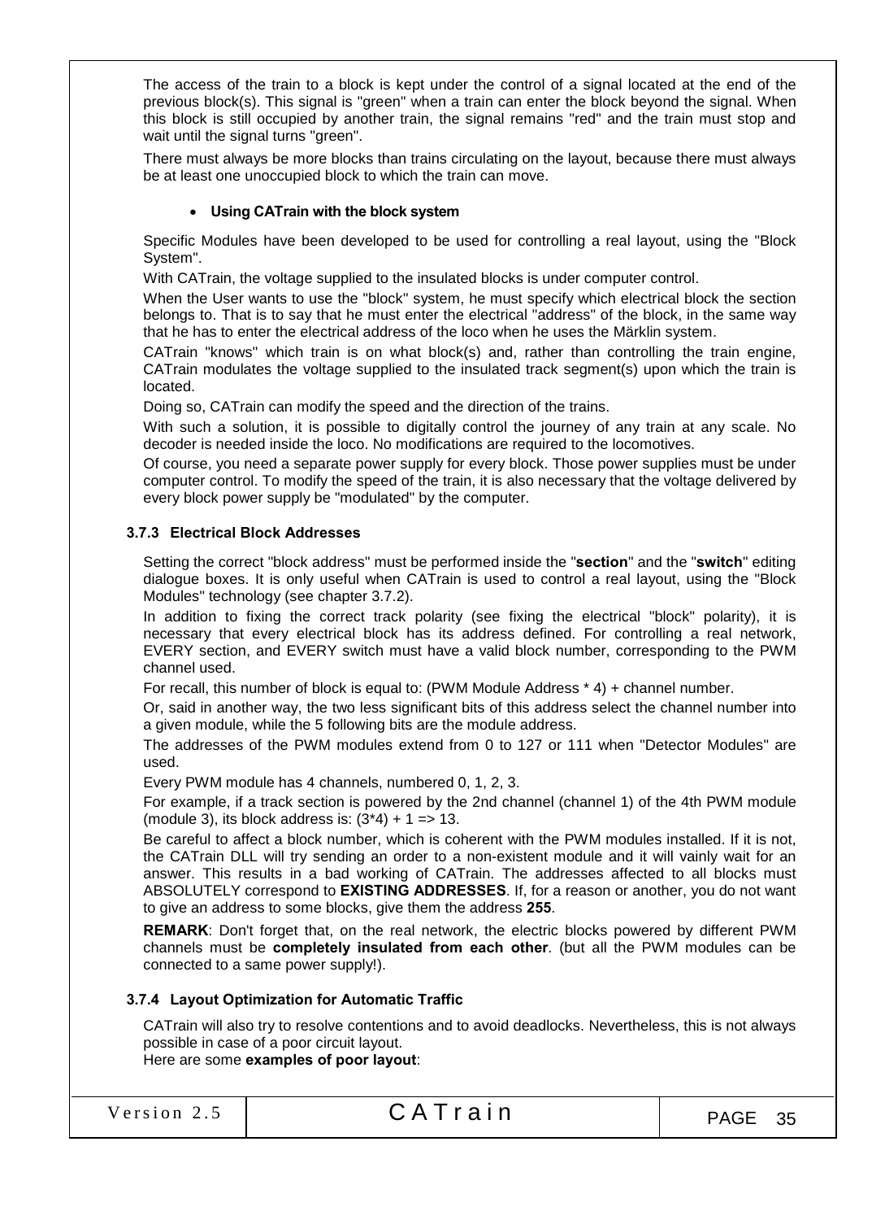The access of the train to a block is kept under the control of a signal located at the end of the previous block(s). This signal is "green" when a train can enter the block beyond the signal. When this block is still occupied by another train, the signal remains "red" and the train must stop and wait until the signal turns "green".

There must always be more blocks than trains circulating on the layout, because there must always be at least one unoccupied block to which the train can move.

- **Using CATrain with the block system**

Specific Modules have been developed to be used for controlling a real layout, using the "Block System".

With CATrain, the voltage supplied to the insulated blocks is under computer control.

When the User wants to use the "block" system, he must specify which electrical block the section belongs to. That is to say that he must enter the electrical "address" of the block, in the same way that he has to enter the electrical address of the loco when he uses the Märklin system.

CATrain "knows" which train is on what block(s) and, rather than controlling the train engine, CATrain modulates the voltage supplied to the insulated track segment(s) upon which the train is located.

Doing so, CATrain can modify the speed and the direction of the trains.

With such a solution, it is possible to digitally control the journey of any train at any scale. No decoder is needed inside the loco. No modifications are required to the locomotives.

Of course, you need a separate power supply for every block. Those power supplies must be under computer control. To modify the speed of the train, it is also necessary that the voltage delivered by every block power supply be "modulated" by the computer.

### 3.7.3 Electrical Block Addresses

Setting the correct "block address" must be performed inside the "**section**" and the "**switch**" editing dialogue boxes. It is only useful when CATrain is used to control a real layout, using the "Block Modules" technology (see chapter 3.7.2).

In addition to fixing the correct track polarity (see fixing the electrical "block" polarity), it is necessary that every electrical block has its address defined. For controlling a real network, EVERY section, and EVERY switch must have a valid block number, corresponding to the PWM channel used.

For recall, this number of block is equal to: (PWM Module Address * 4) + channel number.

Or, said in another way, the two less significant bits of this address select the channel number into a given module, while the 5 following bits are the module address.

The addresses of the PWM modules extend from 0 to 127 or 111 when "Detector Modules" are used.

Every PWM module has 4 channels, numbered 0, 1, 2, 3.

For example, if a track section is powered by the 2nd channel (channel 1) of the 4th PWM module (module 3), its block address is: (3*4) + 1 => 13.

Be careful to affect a block number, which is coherent with the PWM modules installed. If it is not, the CATrain DLL will try sending an order to a non-existent module and it will vainly wait for an answer. This results in a bad working of CATrain. The addresses affected to all blocks must ABSOLUTELY correspond to **EXISTING ADDRESSES**. If, for a reason or another, you do not want to give an address to some blocks, give them the address **255**.

**REMARK**: Don't forget that, on the real network, the electric blocks powered by different PWM channels must be **completely insulated from each other**. (but all the PWM modules can be connected to a same power supply!).

### 3.7.4 Layout Optimization for Automatic Traffic

CATrain will also try to resolve contentions and to avoid deadlocks. Nevertheless, this is not always possible in case of a poor circuit layout.

Here are some **examples of poor layout**: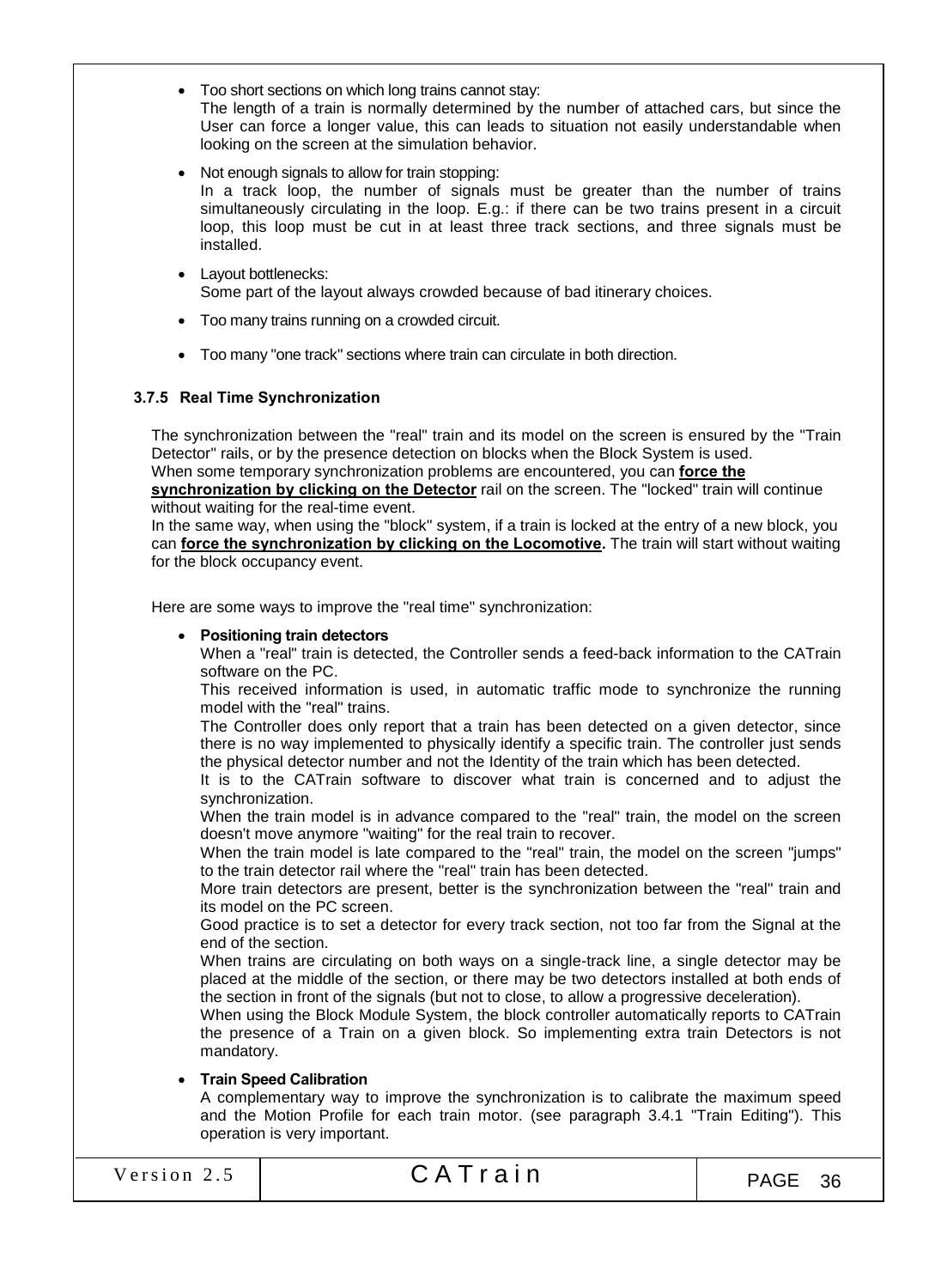- Too short sections on which long trains cannot stay:
  The length of a train is normally determined by the number of attached cars, but since the User can force a longer value, this can leads to situation not easily understandable when looking on the screen at the simulation behavior.
- Not enough signals to allow for train stopping:
  In a track loop, the number of signals must be greater than the number of trains simultaneously circulating in the loop. E.g.: if there can be two trains present in a circuit loop, this loop must be cut in at least three track sections, and three signals must be installed.
- Layout bottlenecks:
  Some part of the layout always crowded because of bad itinerary choices.
- Too many trains running on a crowded circuit.
- Too many "one track" sections where train can circulate in both direction.

### 3.7.5 Real Time Synchronization

The synchronization between the "real" train and its model on the screen is ensured by the "Train Detector" rails, or by the presence detection on blocks when the Block System is used.
When some temporary synchronization problems are encountered, you can **force the synchronization by clicking on the Detector** rail on the screen. The "locked" train will continue without waiting for the real-time event.
In the same way, when using the "block" system, if a train is locked at the entry of a new block, you can **force the synchronization by clicking on the Locomotive.** The train will start without waiting for the block occupancy event.

Here are some ways to improve the "real time" synchronization:

- **Positioning train detectors**
  When a "real" train is detected, the Controller sends a feed-back information to the CATrain software on the PC.
  This received information is used, in automatic traffic mode to synchronize the running model with the "real" trains.
  The Controller does only report that a train has been detected on a given detector, since there is no way implemented to physically identify a specific train. The controller just sends the physical detector number and not the Identity of the train which has been detected.
  It is to the CATrain software to discover what train is concerned and to adjust the synchronization.
  When the train model is in advance compared to the "real" train, the model on the screen doesn't move anymore "waiting" for the real train to recover.
  When the train model is late compared to the "real" train, the model on the screen "jumps" to the train detector rail where the "real" train has been detected.
  More train detectors are present, better is the synchronization between the "real" train and its model on the PC screen.
  Good practice is to set a detector for every track section, not too far from the Signal at the end of the section.
  When trains are circulating on both ways on a single-track line, a single detector may be placed at the middle of the section, or there may be two detectors installed at both ends of the section in front of the signals (but not to close, to allow a progressive deceleration).
  When using the Block Module System, the block controller automatically reports to CATrain the presence of a Train on a given block. So implementing extra train Detectors is not mandatory.
- **Train Speed Calibration**
  A complementary way to improve the synchronization is to calibrate the maximum speed and the Motion Profile for each train motor. (see paragraph 3.4.1 "Train Editing"). This operation is very important.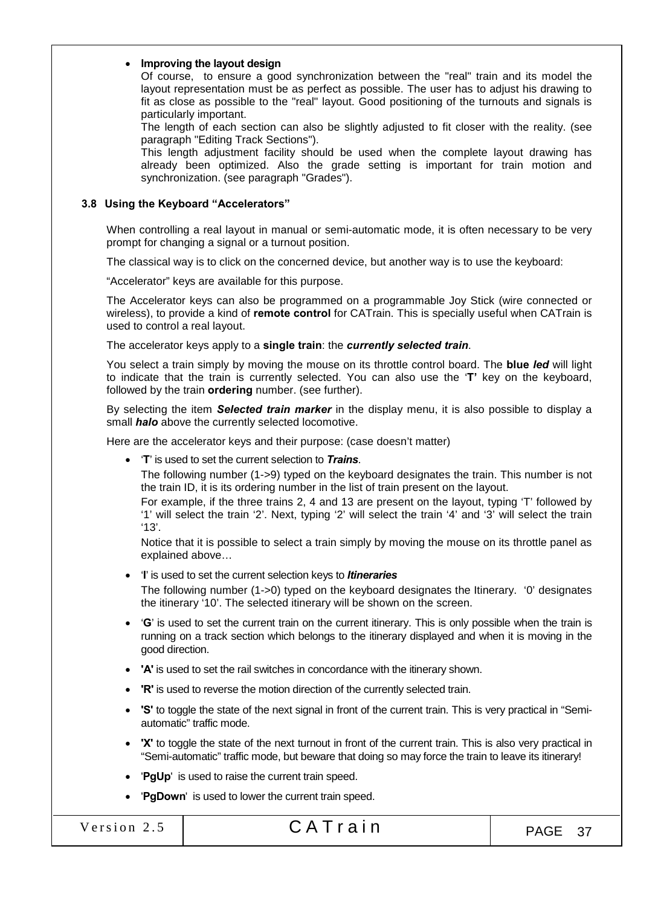- **Improving the layout design**

  Of course, to ensure a good synchronization between the "real" train and its model the layout representation must be as perfect as possible. The user has to adjust his drawing to fit as close as possible to the "real" layout. Good positioning of the turnouts and signals is particularly important.

  The length of each section can also be slightly adjusted to fit closer with the reality. (see paragraph "Editing Track Sections").

  This length adjustment facility should be used when the complete layout drawing has already been optimized. Also the grade setting is important for train motion and synchronization. (see paragraph "Grades").

### 3.8 Using the Keyboard "Accelerators"

When controlling a real layout in manual or semi-automatic mode, it is often necessary to be very prompt for changing a signal or a turnout position.

The classical way is to click on the concerned device, but another way is to use the keyboard:

"Accelerator" keys are available for this purpose.

The Accelerator keys can also be programmed on a programmable Joy Stick (wire connected or wireless), to provide a kind of **remote control** for CATrain. This is specially useful when CATrain is used to control a real layout.

The accelerator keys apply to a **single train**: the ***currently selected train***.

You select a train simply by moving the mouse on its throttle control board. The **blue *led*** will light to indicate that the train is currently selected. You can also use the '**T'** key on the keyboard, followed by the train **ordering** number. (see further).

By selecting the item ***Selected train marker*** in the display menu, it is also possible to display a small ***halo*** above the currently selected locomotive.

Here are the accelerator keys and their purpose: (case doesn't matter)

- '**T**' is used to set the current selection to ***Trains***.

  The following number (1->9) typed on the keyboard designates the train. This number is not the train ID, it is its ordering number in the list of train present on the layout.

  For example, if the three trains 2, 4 and 13 are present on the layout, typing 'T' followed by '1' will select the train '2'. Next, typing '2' will select the train '4' and '3' will select the train '13'.

  Notice that it is possible to select a train simply by moving the mouse on its throttle panel as explained above…

- '**I**' is used to set the current selection keys to ***Itineraries***

  The following number (1->0) typed on the keyboard designates the Itinerary. '0' designates the itinerary '10'. The selected itinerary will be shown on the screen.

- '**G**' is used to set the current train on the current itinerary. This is only possible when the train is running on a track section which belongs to the itinerary displayed and when it is moving in the good direction.

- **'A'** is used to set the rail switches in concordance with the itinerary shown.

- **'R'** is used to reverse the motion direction of the currently selected train.

- **'S'** to toggle the state of the next signal in front of the current train. This is very practical in "Semi-automatic" traffic mode.

- **'X'** to toggle the state of the next turnout in front of the current train. This is also very practical in "Semi-automatic" traffic mode, but beware that doing so may force the train to leave its itinerary!

- '**PgUp**' is used to raise the current train speed.

- '**PgDown**' is used to lower the current train speed.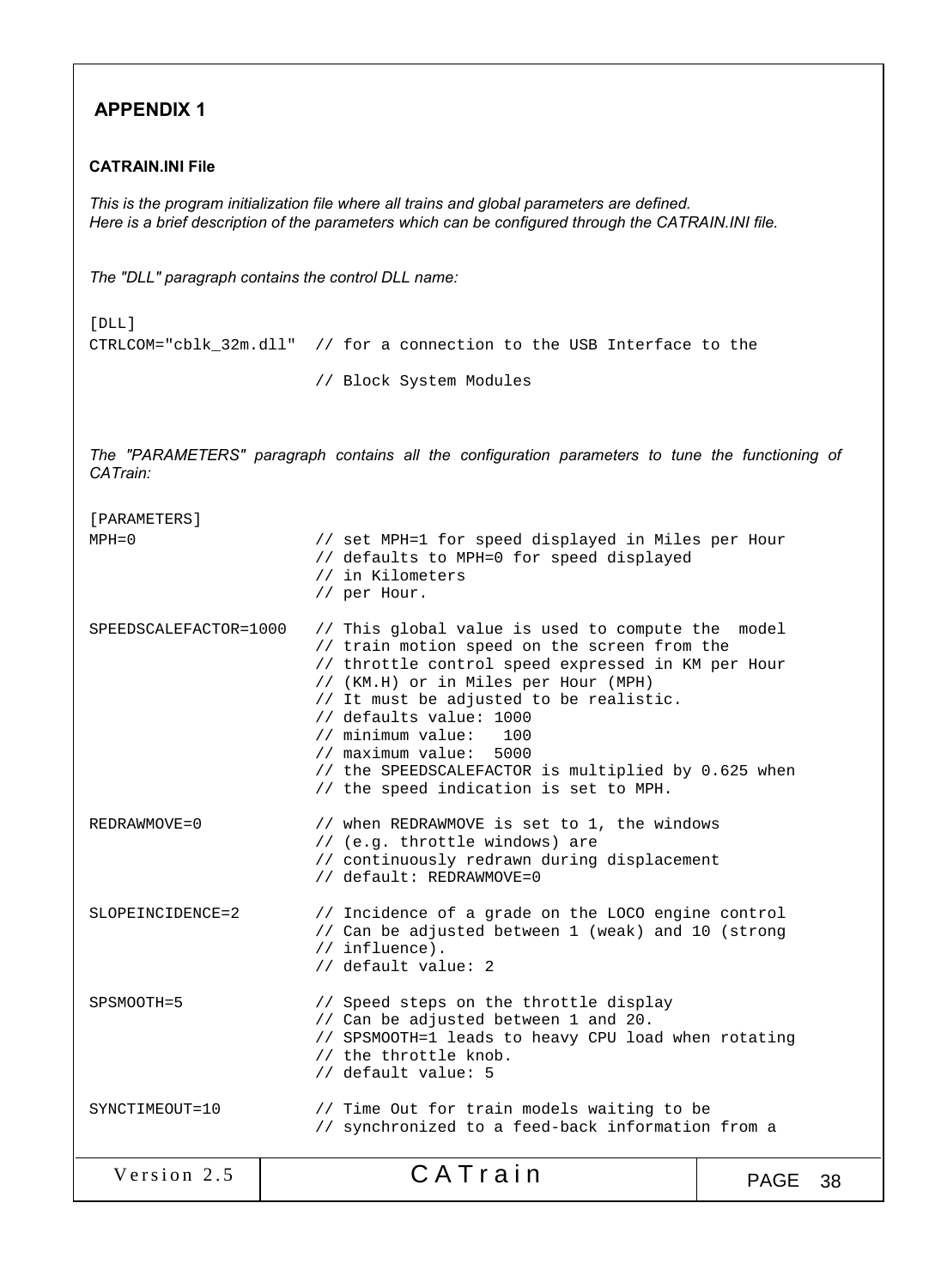## APPENDIX 1

### CATRAIN.INI File

*This is the program initialization file where all trains and global parameters are defined.*
*Here is a brief description of the parameters which can be configured through the CATRAIN.INI file.*

*The "DLL" paragraph contains the control DLL name:*

```
[DLL]
CTRLCOM="cblk_32m.dll"  // for a connection to the USB Interface to the

                        // Block System Modules
```

*The "PARAMETERS" paragraph contains all the configuration parameters to tune the functioning of CATrain:*

```
[PARAMETERS]
MPH=0                   // set MPH=1 for speed displayed in Miles per Hour
                        // defaults to MPH=0 for speed displayed
                        // in Kilometers
                        // per Hour.

SPEEDSCALEFACTOR=1000   // This global value is used to compute the  model
                        // train motion speed on the screen from the
                        // throttle control speed expressed in KM per Hour
                        // (KM.H) or in Miles per Hour (MPH)
                        // It must be adjusted to be realistic.
                        // defaults value: 1000
                        // minimum value:   100
                        // maximum value:  5000
                        // the SPEEDSCALEFACTOR is multiplied by 0.625 when
                        // the speed indication is set to MPH.

REDRAWMOVE=0            // when REDRAWMOVE is set to 1, the windows
                        // (e.g. throttle windows) are
                        // continuously redrawn during displacement
                        // default: REDRAWMOVE=0

SLOPEINCIDENCE=2        // Incidence of a grade on the LOCO engine control
                        // Can be adjusted between 1 (weak) and 10 (strong
                        // influence).
                        // default value: 2

SPSMOOTH=5              // Speed steps on the throttle display
                        // Can be adjusted between 1 and 20.
                        // SPSMOOTH=1 leads to heavy CPU load when rotating
                        // the throttle knob.
                        // default value: 5

SYNCTIMEOUT=10          // Time Out for train models waiting to be
                        // synchronized to a feed-back information from a
```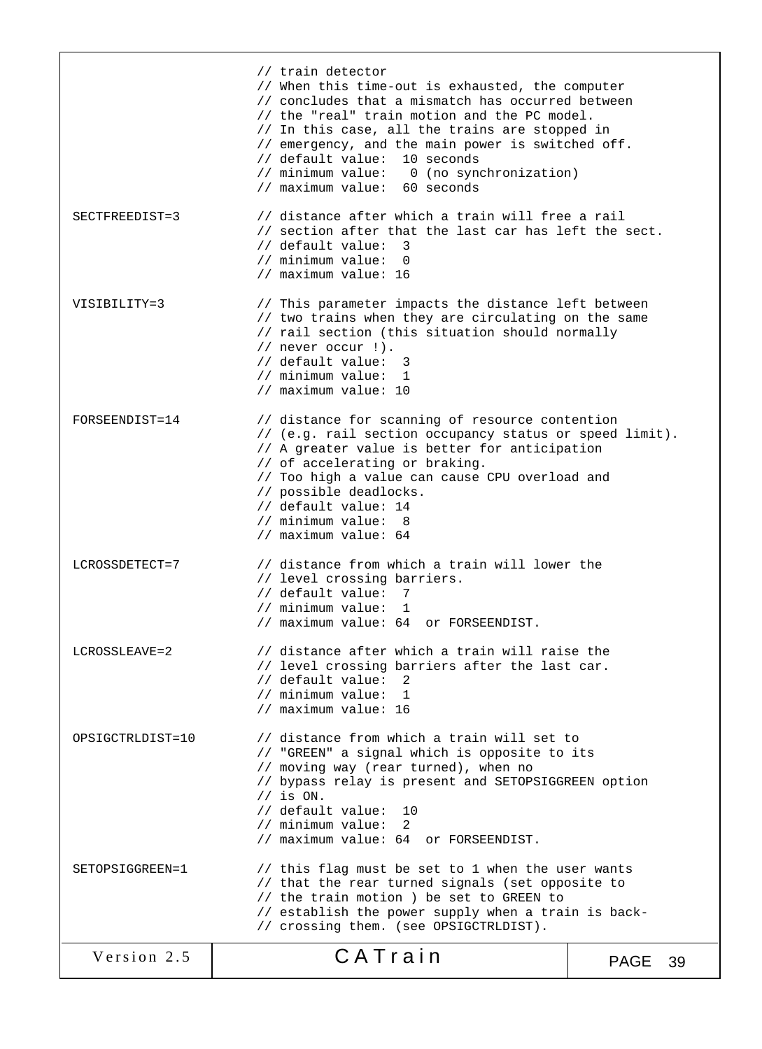```
                        // train detector
                        // When this time-out is exhausted, the computer
                        // concludes that a mismatch has occurred between
                        // the "real" train motion and the PC model.
                        // In this case, all the trains are stopped in
                        // emergency, and the main power is switched off.
                        // default value:  10 seconds
                        // minimum value:   0 (no synchronization)
                        // maximum value:  60 seconds

SECTFREEDIST=3          // distance after which a train will free a rail
                        // section after that the last car has left the sect.
                        // default value:  3
                        // minimum value:  0
                        // maximum value: 16

VISIBILITY=3            // This parameter impacts the distance left between
                        // two trains when they are circulating on the same
                        // rail section (this situation should normally
                        // never occur !).
                        // default value:  3
                        // minimum value:  1
                        // maximum value: 10

FORSEENDIST=14          // distance for scanning of resource contention
                        // (e.g. rail section occupancy status or speed limit).
                        // A greater value is better for anticipation
                        // of accelerating or braking.
                        // Too high a value can cause CPU overload and
                        // possible deadlocks.
                        // default value: 14
                        // minimum value:  8
                        // maximum value: 64

LCROSSDETECT=7          // distance from which a train will lower the
                        // level crossing barriers.
                        // default value:  7
                        // minimum value:  1
                        // maximum value: 64  or FORSEENDIST.

LCROSSLEAVE=2           // distance after which a train will raise the
                        // level crossing barriers after the last car.
                        // default value:  2
                        // minimum value:  1
                        // maximum value: 16

OPSIGCTRLDIST=10        // distance from which a train will set to
                        // "GREEN" a signal which is opposite to its
                        // moving way (rear turned), when no
                        // bypass relay is present and SETOPSIGGREEN option
                        // is ON.
                        // default value:  10
                        // minimum value:  2
                        // maximum value: 64  or FORSEENDIST.

SETOPSIGGREEN=1         // this flag must be set to 1 when the user wants
                        // that the rear turned signals (set opposite to
                        // the train motion ) be set to GREEN to
                        // establish the power supply when a train is back-
                        // crossing them. (see OPSIGCTRLDIST).
```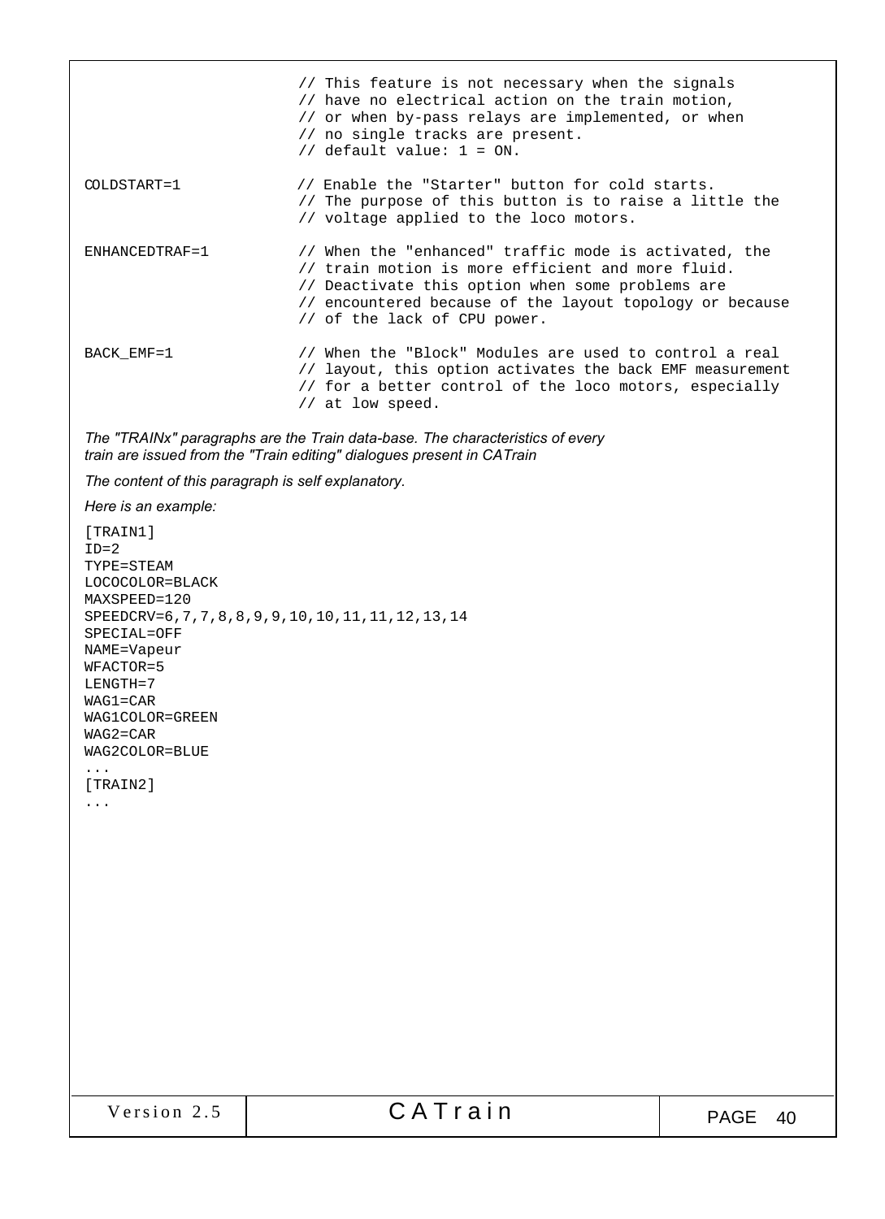```
                        // This feature is not necessary when the signals
                        // have no electrical action on the train motion,
                        // or when by-pass relays are implemented, or when
                        // no single tracks are present.
                        // default value: 1 = ON.

COLDSTART=1             // Enable the "Starter" button for cold starts.
                        // The purpose of this button is to raise a little the
                        // voltage applied to the loco motors.

ENHANCEDTRAF=1          // When the "enhanced" traffic mode is activated, the
                        // train motion is more efficient and more fluid.
                        // Deactivate this option when some problems are
                        // encountered because of the layout topology or because
                        // of the lack of CPU power.

BACK_EMF=1              // When the "Block" Modules are used to control a real
                        // layout, this option activates the back EMF measurement
                        // for a better control of the loco motors, especially
                        // at low speed.
```

*The "TRAINx" paragraphs are the Train data-base. The characteristics of every train are issued from the "Train editing" dialogues present in CATrain*

*The content of this paragraph is self explanatory.*

*Here is an example:*

```
[TRAIN1]
ID=2
TYPE=STEAM
LOCOCOLOR=BLACK
MAXSPEED=120
SPEEDCRV=6,7,7,8,8,9,9,10,10,11,11,12,13,14
SPECIAL=OFF
NAME=Vapeur
WFACTOR=5
LENGTH=7
WAG1=CAR
WAG1COLOR=GREEN
WAG2=CAR
WAG2COLOR=BLUE
...
[TRAIN2]
...
```